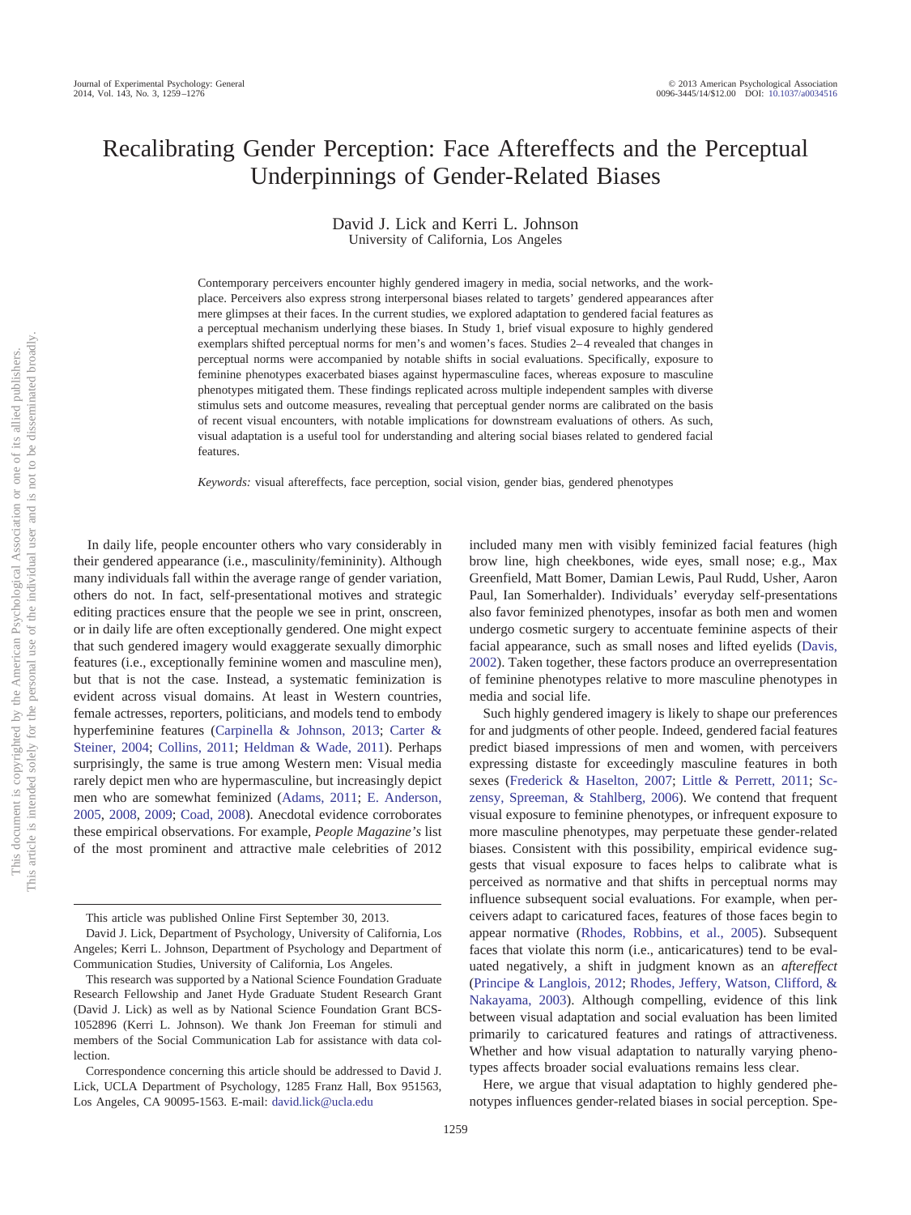# Recalibrating Gender Perception: Face Aftereffects and the Perceptual Underpinnings of Gender-Related Biases

David J. Lick and Kerri L. Johnson
University of California, Los Angeles

Contemporary perceivers encounter highly gendered imagery in media, social networks, and the workplace. Perceivers also express strong interpersonal biases related to targets' gendered appearances after mere glimpses at their faces. In the current studies, we explored adaptation to gendered facial features as a perceptual mechanism underlying these biases. In Study 1, brief visual exposure to highly gendered exemplars shifted perceptual norms for men's and women's faces. Studies 2–4 revealed that changes in perceptual norms were accompanied by notable shifts in social evaluations. Specifically, exposure to feminine phenotypes exacerbated biases against hypermasculine faces, whereas exposure to masculine phenotypes mitigated them. These findings replicated across multiple independent samples with diverse stimulus sets and outcome measures, revealing that perceptual gender norms are calibrated on the basis of recent visual encounters, with notable implications for downstream evaluations of others. As such, visual adaptation is a useful tool for understanding and altering social biases related to gendered facial features.

*Keywords:* visual aftereffects, face perception, social vision, gender bias, gendered phenotypes

In daily life, people encounter others who vary considerably in their gendered appearance (i.e., masculinity/femininity). Although many individuals fall within the average range of gender variation, others do not. In fact, self-presentational motives and strategic editing practices ensure that the people we see in print, onscreen, or in daily life are often exceptionally gendered. One might expect that such gendered imagery would exaggerate sexually dimorphic features (i.e., exceptionally feminine women and masculine men), but that is not the case. Instead, a systematic feminization is evident across visual domains. At least in Western countries, female actresses, reporters, politicians, and models tend to embody hyperfeminine features (Carpinella & Johnson, 2013; Carter & Steiner, 2004; Collins, 2011; Heldman & Wade, 2011). Perhaps surprisingly, the same is true among Western men: Visual media rarely depict men who are hypermasculine, but increasingly depict men who are somewhat feminized (Adams, 2011; E. Anderson, 2005, 2008, 2009; Coad, 2008). Anecdotal evidence corroborates these empirical observations. For example, *People Magazine's* list of the most prominent and attractive male celebrities of 2012 included many men with visibly feminized facial features (high brow line, high cheekbones, wide eyes, small nose; e.g., Max Greenfield, Matt Bomer, Damian Lewis, Paul Rudd, Usher, Aaron Paul, Ian Somerhalder). Individuals' everyday self-presentations also favor feminized phenotypes, insofar as both men and women undergo cosmetic surgery to accentuate feminine aspects of their facial appearance, such as small noses and lifted eyelids (Davis, 2002). Taken together, these factors produce an overrepresentation of feminine phenotypes relative to more masculine phenotypes in media and social life.

Such highly gendered imagery is likely to shape our preferences for and judgments of other people. Indeed, gendered facial features predict biased impressions of men and women, with perceivers expressing distaste for exceedingly masculine features in both sexes (Frederick & Haselton, 2007; Little & Perrett, 2011; Sczensy, Spreeman, & Stahlberg, 2006). We contend that frequent visual exposure to feminine phenotypes, or infrequent exposure to more masculine phenotypes, may perpetuate these gender-related biases. Consistent with this possibility, empirical evidence suggests that visual exposure to faces helps to calibrate what is perceived as normative and that shifts in perceptual norms may influence subsequent social evaluations. For example, when perceivers adapt to caricatured faces, features of those faces begin to appear normative (Rhodes, Robbins, et al., 2005). Subsequent faces that violate this norm (i.e., anticaricatures) tend to be evaluated negatively, a shift in judgment known as an *aftereffect* (Principe & Langlois, 2012; Rhodes, Jeffery, Watson, Clifford, & Nakayama, 2003). Although compelling, evidence of this link between visual adaptation and social evaluation has been limited primarily to caricatured features and ratings of attractiveness. Whether and how visual adaptation to naturally varying phenotypes affects broader social evaluations remains less clear.

Here, we argue that visual adaptation to highly gendered phenotypes influences gender-related biases in social perception. Spe-

---

This article was published Online First September 30, 2013.

David J. Lick, Department of Psychology, University of California, Los Angeles; Kerri L. Johnson, Department of Psychology and Department of Communication Studies, University of California, Los Angeles.

This research was supported by a National Science Foundation Graduate Research Fellowship and Janet Hyde Graduate Student Research Grant (David J. Lick) as well as by National Science Foundation Grant BCS-1052896 (Kerri L. Johnson). We thank Jon Freeman for stimuli and members of the Social Communication Lab for assistance with data collection.

Correspondence concerning this article should be addressed to David J. Lick, UCLA Department of Psychology, 1285 Franz Hall, Box 951563, Los Angeles, CA 90095-1563. E-mail: david.lick@ucla.edu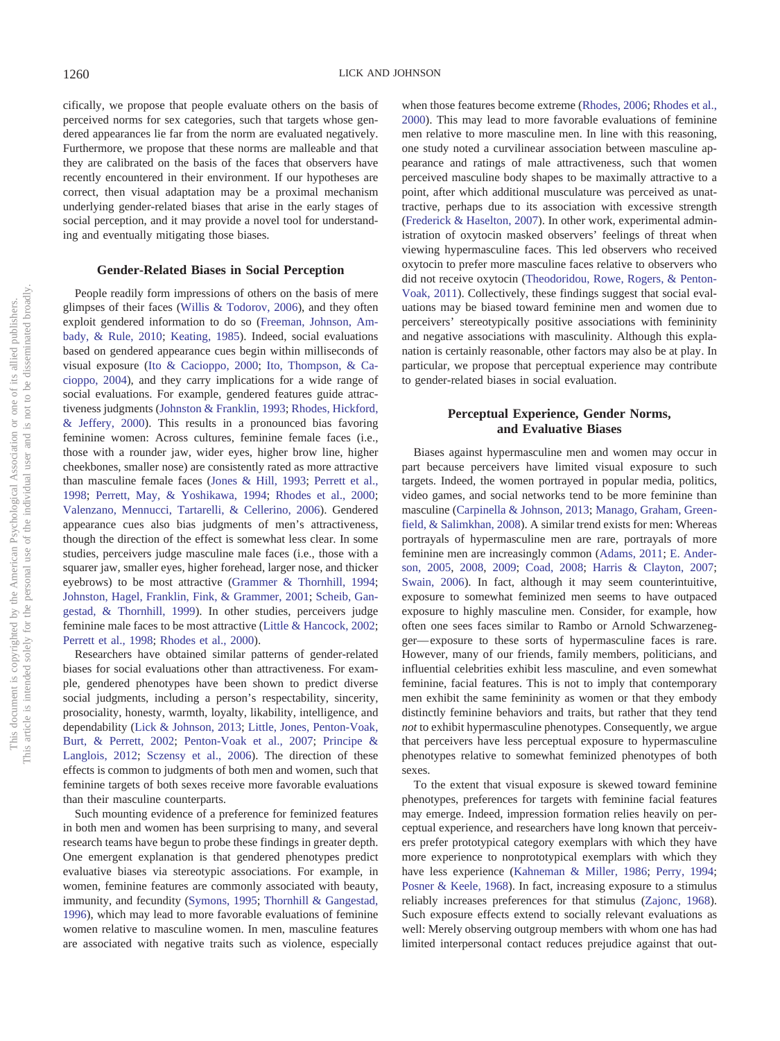cifically, we propose that people evaluate others on the basis of perceived norms for sex categories, such that targets whose gendered appearances lie far from the norm are evaluated negatively. Furthermore, we propose that these norms are malleable and that they are calibrated on the basis of the faces that observers have recently encountered in their environment. If our hypotheses are correct, then visual adaptation may be a proximal mechanism underlying gender-related biases that arise in the early stages of social perception, and it may provide a novel tool for understanding and eventually mitigating those biases.

## Gender-Related Biases in Social Perception

People readily form impressions of others on the basis of mere glimpses of their faces (Willis & Todorov, 2006), and they often exploit gendered information to do so (Freeman, Johnson, Ambady, & Rule, 2010; Keating, 1985). Indeed, social evaluations based on gendered appearance cues begin within milliseconds of visual exposure (Ito & Cacioppo, 2000; Ito, Thompson, & Cacioppo, 2004), and they carry implications for a wide range of social evaluations. For example, gendered features guide attractiveness judgments (Johnston & Franklin, 1993; Rhodes, Hickford, & Jeffery, 2000). This results in a pronounced bias favoring feminine women: Across cultures, feminine female faces (i.e., those with a rounder jaw, wider eyes, higher brow line, higher cheekbones, smaller nose) are consistently rated as more attractive than masculine female faces (Jones & Hill, 1993; Perrett et al., 1998; Perrett, May, & Yoshikawa, 1994; Rhodes et al., 2000; Valenzano, Mennucci, Tartarelli, & Cellerino, 2006). Gendered appearance cues also bias judgments of men's attractiveness, though the direction of the effect is somewhat less clear. In some studies, perceivers judge masculine male faces (i.e., those with a squarer jaw, smaller eyes, higher forehead, larger nose, and thicker eyebrows) to be most attractive (Grammer & Thornhill, 1994; Johnston, Hagel, Franklin, Fink, & Grammer, 2001; Scheib, Gangestad, & Thornhill, 1999). In other studies, perceivers judge feminine male faces to be most attractive (Little & Hancock, 2002; Perrett et al., 1998; Rhodes et al., 2000).

Researchers have obtained similar patterns of gender-related biases for social evaluations other than attractiveness. For example, gendered phenotypes have been shown to predict diverse social judgments, including a person's respectability, sincerity, prosociality, honesty, warmth, loyalty, likability, intelligence, and dependability (Lick & Johnson, 2013; Little, Jones, Penton-Voak, Burt, & Perrett, 2002; Penton-Voak et al., 2007; Principe & Langlois, 2012; Sczesny et al., 2006). The direction of these effects is common to judgments of both men and women, such that feminine targets of both sexes receive more favorable evaluations than their masculine counterparts.

Such mounting evidence of a preference for feminized features in both men and women has been surprising to many, and several research teams have begun to probe these findings in greater depth. One emergent explanation is that gendered phenotypes predict evaluative biases via stereotypic associations. For example, in women, feminine features are commonly associated with beauty, immunity, and fecundity (Symons, 1995; Thornhill & Gangestad, 1996), which may lead to more favorable evaluations of feminine women relative to masculine women. In men, masculine features are associated with negative traits such as violence, especially when those features become extreme (Rhodes, 2006; Rhodes et al., 2000). This may lead to more favorable evaluations of feminine men relative to more masculine men. In line with this reasoning, one study noted a curvilinear association between masculine appearance and ratings of male attractiveness, such that women perceived masculine body shapes to be maximally attractive to a point, after which additional musculature was perceived as unattractive, perhaps due to its association with excessive strength (Frederick & Haselton, 2007). In other work, experimental administration of oxytocin masked observers' feelings of threat when viewing hypermasculine faces. This led observers who received oxytocin to prefer more masculine faces relative to observers who did not receive oxytocin (Theodoridou, Rowe, Rogers, & Penton-Voak, 2011). Collectively, these findings suggest that social evaluations may be biased toward feminine men and women due to perceivers' stereotypically positive associations with femininity and negative associations with masculinity. Although this explanation is certainly reasonable, other factors may also be at play. In particular, we propose that perceptual experience may contribute to gender-related biases in social evaluation.

## Perceptual Experience, Gender Norms, and Evaluative Biases

Biases against hypermasculine men and women may occur in part because perceivers have limited visual exposure to such targets. Indeed, the women portrayed in popular media, politics, video games, and social networks tend to be more feminine than masculine (Carpinella & Johnson, 2013; Manago, Graham, Greenfield, & Salimkhan, 2008). A similar trend exists for men: Whereas portrayals of hypermasculine men are rare, portrayals of more feminine men are increasingly common (Adams, 2011; E. Anderson, 2005, 2008, 2009; Coad, 2008; Harris & Clayton, 2007; Swain, 2006). In fact, although it may seem counterintuitive, exposure to somewhat feminized men seems to have outpaced exposure to highly masculine men. Consider, for example, how often one sees faces similar to Rambo or Arnold Schwarzenegger—exposure to these sorts of hypermasculine faces is rare. However, many of our friends, family members, politicians, and influential celebrities exhibit less masculine, and even somewhat feminine, facial features. This is not to imply that contemporary men exhibit the same femininity as women or that they embody distinctly feminine behaviors and traits, but rather that they tend *not* to exhibit hypermasculine phenotypes. Consequently, we argue that perceivers have less perceptual exposure to hypermasculine phenotypes relative to somewhat feminized phenotypes of both sexes.

To the extent that visual exposure is skewed toward feminine phenotypes, preferences for targets with feminine facial features may emerge. Indeed, impression formation relies heavily on perceptual experience, and researchers have long known that perceivers prefer prototypical category exemplars with which they have more experience to nonprototypical exemplars with which they have less experience (Kahneman & Miller, 1986; Perry, 1994; Posner & Keele, 1968). In fact, increasing exposure to a stimulus reliably increases preferences for that stimulus (Zajonc, 1968). Such exposure effects extend to socially relevant evaluations as well: Merely observing outgroup members with whom one has had limited interpersonal contact reduces prejudice against that out-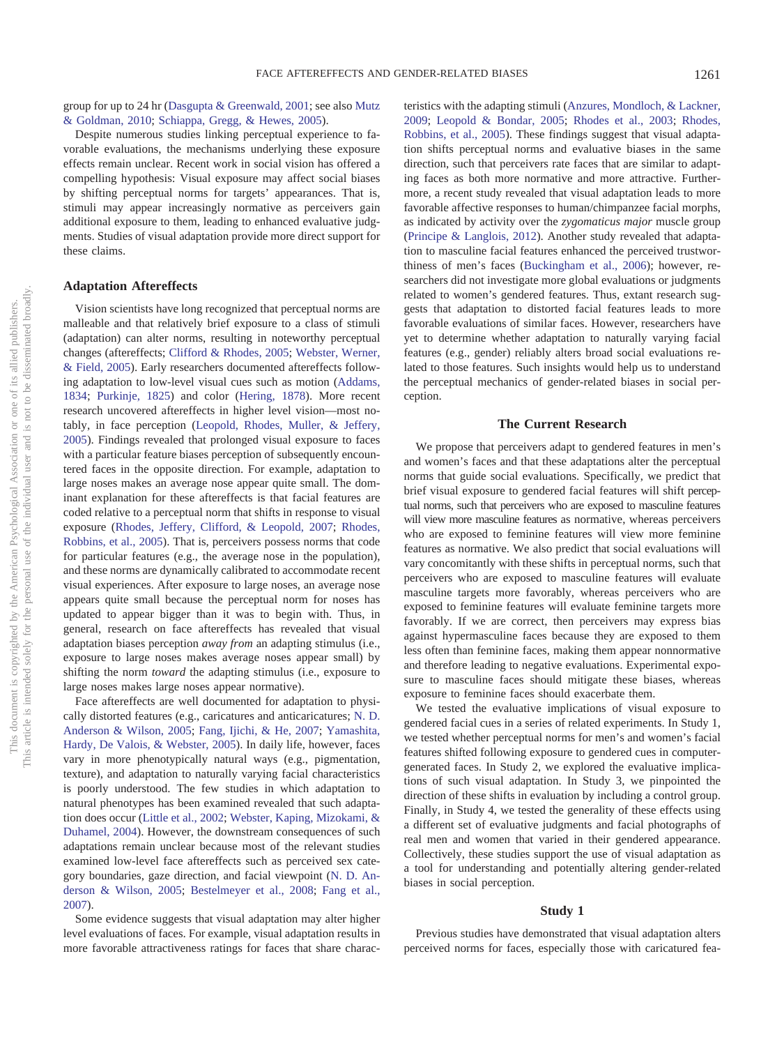group for up to 24 hr (Dasgupta & Greenwald, 2001; see also Mutz & Goldman, 2010; Schiappa, Gregg, & Hewes, 2005).

Despite numerous studies linking perceptual experience to favorable evaluations, the mechanisms underlying these exposure effects remain unclear. Recent work in social vision has offered a compelling hypothesis: Visual exposure may affect social biases by shifting perceptual norms for targets' appearances. That is, stimuli may appear increasingly normative as perceivers gain additional exposure to them, leading to enhanced evaluative judgments. Studies of visual adaptation provide more direct support for these claims.

## Adaptation Aftereffects

Vision scientists have long recognized that perceptual norms are malleable and that relatively brief exposure to a class of stimuli (adaptation) can alter norms, resulting in noteworthy perceptual changes (aftereffects; Clifford & Rhodes, 2005; Webster, Werner, & Field, 2005). Early researchers documented aftereffects following adaptation to low-level visual cues such as motion (Addams, 1834; Purkinje, 1825) and color (Hering, 1878). More recent research uncovered aftereffects in higher level vision—most notably, in face perception (Leopold, Rhodes, Muller, & Jeffery, 2005). Findings revealed that prolonged visual exposure to faces with a particular feature biases perception of subsequently encountered faces in the opposite direction. For example, adaptation to large noses makes an average nose appear quite small. The dominant explanation for these aftereffects is that facial features are coded relative to a perceptual norm that shifts in response to visual exposure (Rhodes, Jeffery, Clifford, & Leopold, 2007; Rhodes, Robbins, et al., 2005). That is, perceivers possess norms that code for particular features (e.g., the average nose in the population), and these norms are dynamically calibrated to accommodate recent visual experiences. After exposure to large noses, an average nose appears quite small because the perceptual norm for noses has updated to appear bigger than it was to begin with. Thus, in general, research on face aftereffects has revealed that visual adaptation biases perception *away from* an adapting stimulus (i.e., exposure to large noses makes average noses appear small) by shifting the norm *toward* the adapting stimulus (i.e., exposure to large noses makes large noses appear normative).

Face aftereffects are well documented for adaptation to physically distorted features (e.g., caricatures and anticaricatures; N. D. Anderson & Wilson, 2005; Fang, Ijichi, & He, 2007; Yamashita, Hardy, De Valois, & Webster, 2005). In daily life, however, faces vary in more phenotypically natural ways (e.g., pigmentation, texture), and adaptation to naturally varying facial characteristics is poorly understood. The few studies in which adaptation to natural phenotypes has been examined revealed that such adaptation does occur (Little et al., 2002; Webster, Kaping, Mizokami, & Duhamel, 2004). However, the downstream consequences of such adaptations remain unclear because most of the relevant studies examined low-level face aftereffects such as perceived sex category boundaries, gaze direction, and facial viewpoint (N. D. Anderson & Wilson, 2005; Bestelmeyer et al., 2008; Fang et al., 2007).

Some evidence suggests that visual adaptation may alter higher level evaluations of faces. For example, visual adaptation results in more favorable attractiveness ratings for faces that share characteristics with the adapting stimuli (Anzures, Mondloch, & Lackner, 2009; Leopold & Bondar, 2005; Rhodes et al., 2003; Rhodes, Robbins, et al., 2005). These findings suggest that visual adaptation shifts perceptual norms and evaluative biases in the same direction, such that perceivers rate faces that are similar to adapting faces as both more normative and more attractive. Furthermore, a recent study revealed that visual adaptation leads to more favorable affective responses to human/chimpanzee facial morphs, as indicated by activity over the *zygomaticus major* muscle group (Principe & Langlois, 2012). Another study revealed that adaptation to masculine facial features enhanced the perceived trustworthiness of men's faces (Buckingham et al., 2006); however, researchers did not investigate more global evaluations or judgments related to women's gendered features. Thus, extant research suggests that adaptation to distorted facial features leads to more favorable evaluations of similar faces. However, researchers have yet to determine whether adaptation to naturally varying facial features (e.g., gender) reliably alters broad social evaluations related to those features. Such insights would help us to understand the perceptual mechanics of gender-related biases in social perception.

## The Current Research

We propose that perceivers adapt to gendered features in men's and women's faces and that these adaptations alter the perceptual norms that guide social evaluations. Specifically, we predict that brief visual exposure to gendered facial features will shift perceptual norms, such that perceivers who are exposed to masculine features will view more masculine features as normative, whereas perceivers who are exposed to feminine features will view more feminine features as normative. We also predict that social evaluations will vary concomitantly with these shifts in perceptual norms, such that perceivers who are exposed to masculine features will evaluate masculine targets more favorably, whereas perceivers who are exposed to feminine features will evaluate feminine targets more favorably. If we are correct, then perceivers may express bias against hypermasculine faces because they are exposed to them less often than feminine faces, making them appear nonnormative and therefore leading to negative evaluations. Experimental exposure to masculine faces should mitigate these biases, whereas exposure to feminine faces should exacerbate them.

We tested the evaluative implications of visual exposure to gendered facial cues in a series of related experiments. In Study 1, we tested whether perceptual norms for men's and women's facial features shifted following exposure to gendered cues in computer-generated faces. In Study 2, we explored the evaluative implications of such visual adaptation. In Study 3, we pinpointed the direction of these shifts in evaluation by including a control group. Finally, in Study 4, we tested the generality of these effects using a different set of evaluative judgments and facial photographs of real men and women that varied in their gendered appearance. Collectively, these studies support the use of visual adaptation as a tool for understanding and potentially altering gender-related biases in social perception.

## Study 1

Previous studies have demonstrated that visual adaptation alters perceived norms for faces, especially those with caricatured fea-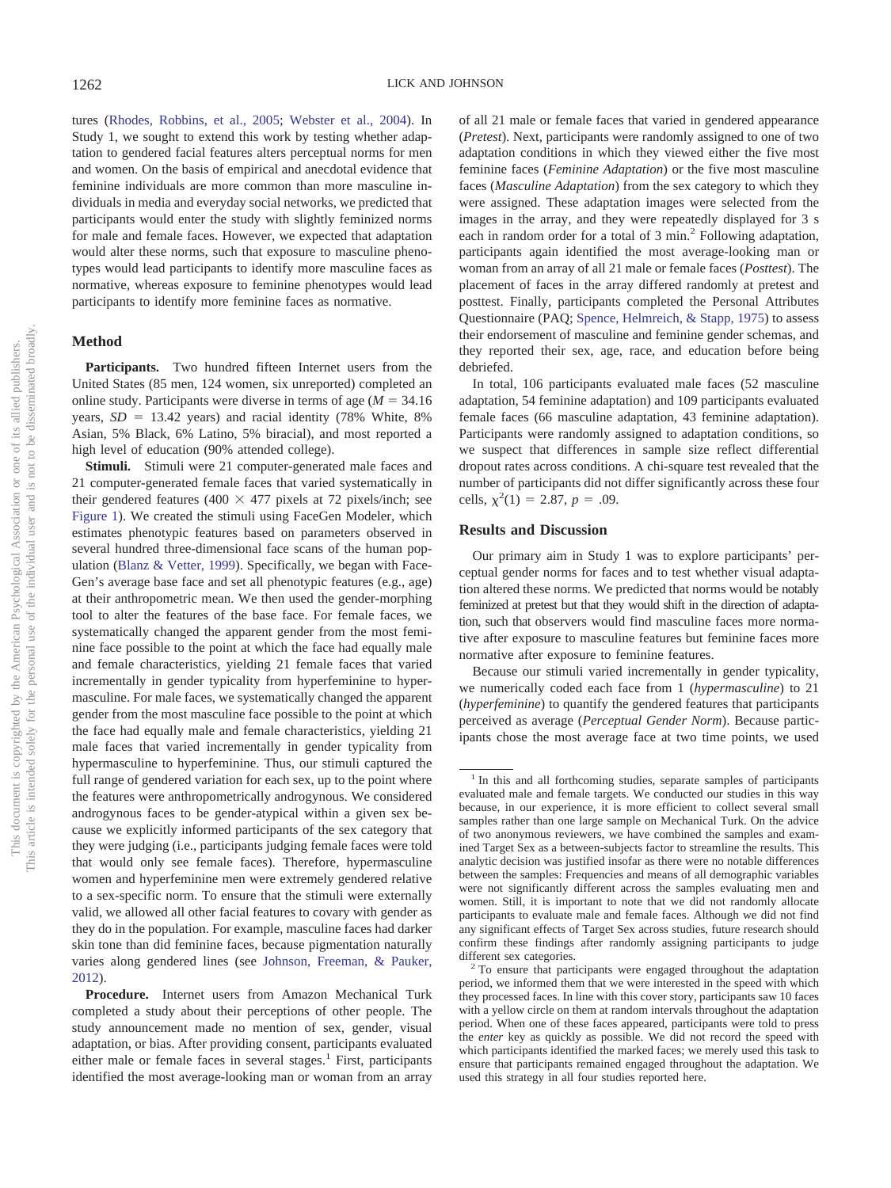tures (Rhodes, Robbins, et al., 2005; Webster et al., 2004). In Study 1, we sought to extend this work by testing whether adaptation to gendered facial features alters perceptual norms for men and women. On the basis of empirical and anecdotal evidence that feminine individuals are more common than more masculine individuals in media and everyday social networks, we predicted that participants would enter the study with slightly feminized norms for male and female faces. However, we expected that adaptation would alter these norms, such that exposure to masculine phenotypes would lead participants to identify more masculine faces as normative, whereas exposure to feminine phenotypes would lead participants to identify more feminine faces as normative.

## Method

**Participants.** Two hundred fifteen Internet users from the United States (85 men, 124 women, six unreported) completed an online study. Participants were diverse in terms of age ($M$ = 34.16 years, $SD$ = 13.42 years) and racial identity (78% White, 8% Asian, 5% Black, 6% Latino, 5% biracial), and most reported a high level of education (90% attended college).

**Stimuli.** Stimuli were 21 computer-generated male faces and 21 computer-generated female faces that varied systematically in their gendered features (400 × 477 pixels at 72 pixels/inch; see Figure 1). We created the stimuli using FaceGen Modeler, which estimates phenotypic features based on parameters observed in several hundred three-dimensional face scans of the human population (Blanz & Vetter, 1999). Specifically, we began with FaceGen's average base face and set all phenotypic features (e.g., age) at their anthropometric mean. We then used the gender-morphing tool to alter the features of the base face. For female faces, we systematically changed the apparent gender from the most feminine face possible to the point at which the face had equally male and female characteristics, yielding 21 female faces that varied incrementally in gender typicality from hyperfeminine to hypermasculine. For male faces, we systematically changed the apparent gender from the most masculine face possible to the point at which the face had equally male and female characteristics, yielding 21 male faces that varied incrementally in gender typicality from hypermasculine to hyperfeminine. Thus, our stimuli captured the full range of gendered variation for each sex, up to the point where the features were anthropometrically androgynous. We considered androgynous faces to be gender-atypical within a given sex because we explicitly informed participants of the sex category that they were judging (i.e., participants judging female faces were told that would only see female faces). Therefore, hypermasculine women and hyperfeminine men were extremely gendered relative to a sex-specific norm. To ensure that the stimuli were externally valid, we allowed all other facial features to covary with gender as they do in the population. For example, masculine faces had darker skin tone than did feminine faces, because pigmentation naturally varies along gendered lines (see Johnson, Freeman, & Pauker, 2012).

**Procedure.** Internet users from Amazon Mechanical Turk completed a study about their perceptions of other people. The study announcement made no mention of sex, gender, visual adaptation, or bias. After providing consent, participants evaluated either male or female faces in several stages.[1] First, participants identified the most average-looking man or woman from an array of all 21 male or female faces that varied in gendered appearance (*Pretest*). Next, participants were randomly assigned to one of two adaptation conditions in which they viewed either the five most feminine faces (*Feminine Adaptation*) or the five most masculine faces (*Masculine Adaptation*) from the sex category to which they were assigned. These adaptation images were selected from the images in the array, and they were repeatedly displayed for 3 s each in random order for a total of 3 min.[2] Following adaptation, participants again identified the most average-looking man or woman from an array of all 21 male or female faces (*Posttest*). The placement of faces in the array differed randomly at pretest and posttest. Finally, participants completed the Personal Attributes Questionnaire (PAQ; Spence, Helmreich, & Stapp, 1975) to assess their endorsement of masculine and feminine gender schemas, and they reported their sex, age, race, and education before being debriefed.

In total, 106 participants evaluated male faces (52 masculine adaptation, 54 feminine adaptation) and 109 participants evaluated female faces (66 masculine adaptation, 43 feminine adaptation). Participants were randomly assigned to adaptation conditions, so we suspect that differences in sample size reflect differential dropout rates across conditions. A chi-square test revealed that the number of participants did not differ significantly across these four cells, $\chi^2(1) = 2.87$, $p = .09$.

## Results and Discussion

Our primary aim in Study 1 was to explore participants' perceptual gender norms for faces and to test whether visual adaptation altered these norms. We predicted that norms would be notably feminized at pretest but that they would shift in the direction of adaptation, such that observers would find masculine faces more normative after exposure to masculine features but feminine faces more normative after exposure to feminine features.

Because our stimuli varied incrementally in gender typicality, we numerically coded each face from 1 (*hypermasculine*) to 21 (*hyperfeminine*) to quantify the gendered features that participants perceived as average (*Perceptual Gender Norm*). Because participants chose the most average face at two time points, we used

---

[1] In this and all forthcoming studies, separate samples of participants evaluated male and female targets. We conducted our studies in this way because, in our experience, it is more efficient to collect several small samples rather than one large sample on Mechanical Turk. On the advice of two anonymous reviewers, we have combined the samples and examined Target Sex as a between-subjects factor to streamline the results. This analytic decision was justified insofar as there were no notable differences between the samples: Frequencies and means of all demographic variables were not significantly different across the samples evaluating men and women. Still, it is important to note that we did not randomly allocate participants to evaluate male and female faces. Although we did not find any significant effects of Target Sex across studies, future research should confirm these findings after randomly assigning participants to judge different sex categories.

[2] To ensure that participants were engaged throughout the adaptation period, we informed them that we were interested in the speed with which they processed faces. In line with this cover story, participants saw 10 faces with a yellow circle on them at random intervals throughout the adaptation period. When one of these faces appeared, participants were told to press the *enter* key as quickly as possible. We did not record the speed with which participants identified the marked faces; we merely used this task to ensure that participants remained engaged throughout the adaptation. We used this strategy in all four studies reported here.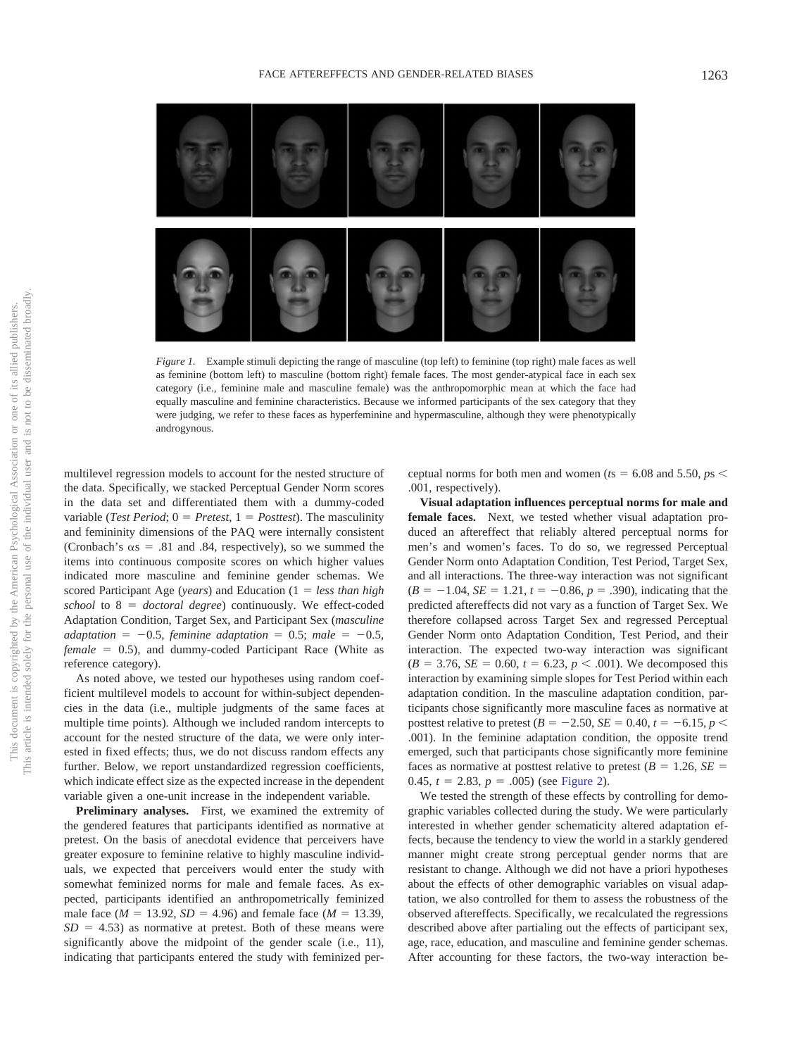*Figure 1.* Example stimuli depicting the range of masculine (top left) to feminine (top right) male faces as well as feminine (bottom left) to masculine (bottom right) female faces. The most gender-atypical face in each sex category (i.e., feminine male and masculine female) was the anthropomorphic mean at which the face had equally masculine and feminine characteristics. Because we informed participants of the sex category that they were judging, we refer to these faces as hyperfeminine and hypermasculine, although they were phenotypically androgynous.

multilevel regression models to account for the nested structure of the data. Specifically, we stacked Perceptual Gender Norm scores in the data set and differentiated them with a dummy-coded variable (*Test Period*; 0 = *Pretest*, 1 = *Posttest*). The masculinity and femininity dimensions of the PAQ were internally consistent (Cronbach's αs = .81 and .84, respectively), so we summed the items into continuous composite scores on which higher values indicated more masculine and feminine gender schemas. We scored Participant Age (*years*) and Education (1 = *less than high school* to 8 = *doctoral degree*) continuously. We effect-coded Adaptation Condition, Target Sex, and Participant Sex (*masculine adaptation* = −0.5, *feminine adaptation* = 0.5; *male* = −0.5, *female* = 0.5), and dummy-coded Participant Race (White as reference category).

As noted above, we tested our hypotheses using random coefficient multilevel models to account for within-subject dependencies in the data (i.e., multiple judgments of the same faces at multiple time points). Although we included random intercepts to account for the nested structure of the data, we were only interested in fixed effects; thus, we do not discuss random effects any further. Below, we report unstandardized regression coefficients, which indicate effect size as the expected increase in the dependent variable given a one-unit increase in the independent variable.

**Preliminary analyses.** First, we examined the extremity of the gendered features that participants identified as normative at pretest. On the basis of anecdotal evidence that perceivers have greater exposure to feminine relative to highly masculine individuals, we expected that perceivers would enter the study with somewhat feminized norms for male and female faces. As expected, participants identified an anthropometrically feminized male face ($M = 13.92$, $SD = 4.96$) and female face ($M = 13.39$, $SD = 4.53$) as normative at pretest. Both of these means were significantly above the midpoint of the gender scale (i.e., 11), indicating that participants entered the study with feminized perceptual norms for both men and women ($ts = 6.08$ and $5.50$, $ps < .001$, respectively).

**Visual adaptation influences perceptual norms for male and female faces.** Next, we tested whether visual adaptation produced an aftereffect that reliably altered perceptual norms for men's and women's faces. To do so, we regressed Perceptual Gender Norm onto Adaptation Condition, Test Period, Target Sex, and all interactions. The three-way interaction was not significant ($B = -1.04$, $SE = 1.21$, $t = -0.86$, $p = .390$), indicating that the predicted aftereffects did not vary as a function of Target Sex. We therefore collapsed across Target Sex and regressed Perceptual Gender Norm onto Adaptation Condition, Test Period, and their interaction. The expected two-way interaction was significant ($B = 3.76$, $SE = 0.60$, $t = 6.23$, $p < .001$). We decomposed this interaction by examining simple slopes for Test Period within each adaptation condition. In the masculine adaptation condition, participants chose significantly more masculine faces as normative at posttest relative to pretest ($B = -2.50$, $SE = 0.40$, $t = -6.15$, $p < .001$). In the feminine adaptation condition, the opposite trend emerged, such that participants chose significantly more feminine faces as normative at posttest relative to pretest ($B = 1.26$, $SE = 0.45$, $t = 2.83$, $p = .005$) (see Figure 2).

We tested the strength of these effects by controlling for demographic variables collected during the study. We were particularly interested in whether gender schematicity altered adaptation effects, because the tendency to view the world in a starkly gendered manner might create strong perceptual gender norms that are resistant to change. Although we did not have a priori hypotheses about the effects of other demographic variables on visual adaptation, we also controlled for them to assess the robustness of the observed aftereffects. Specifically, we recalculated the regressions described above after partialing out the effects of participant sex, age, race, education, and masculine and feminine gender schemas. After accounting for these factors, the two-way interaction be-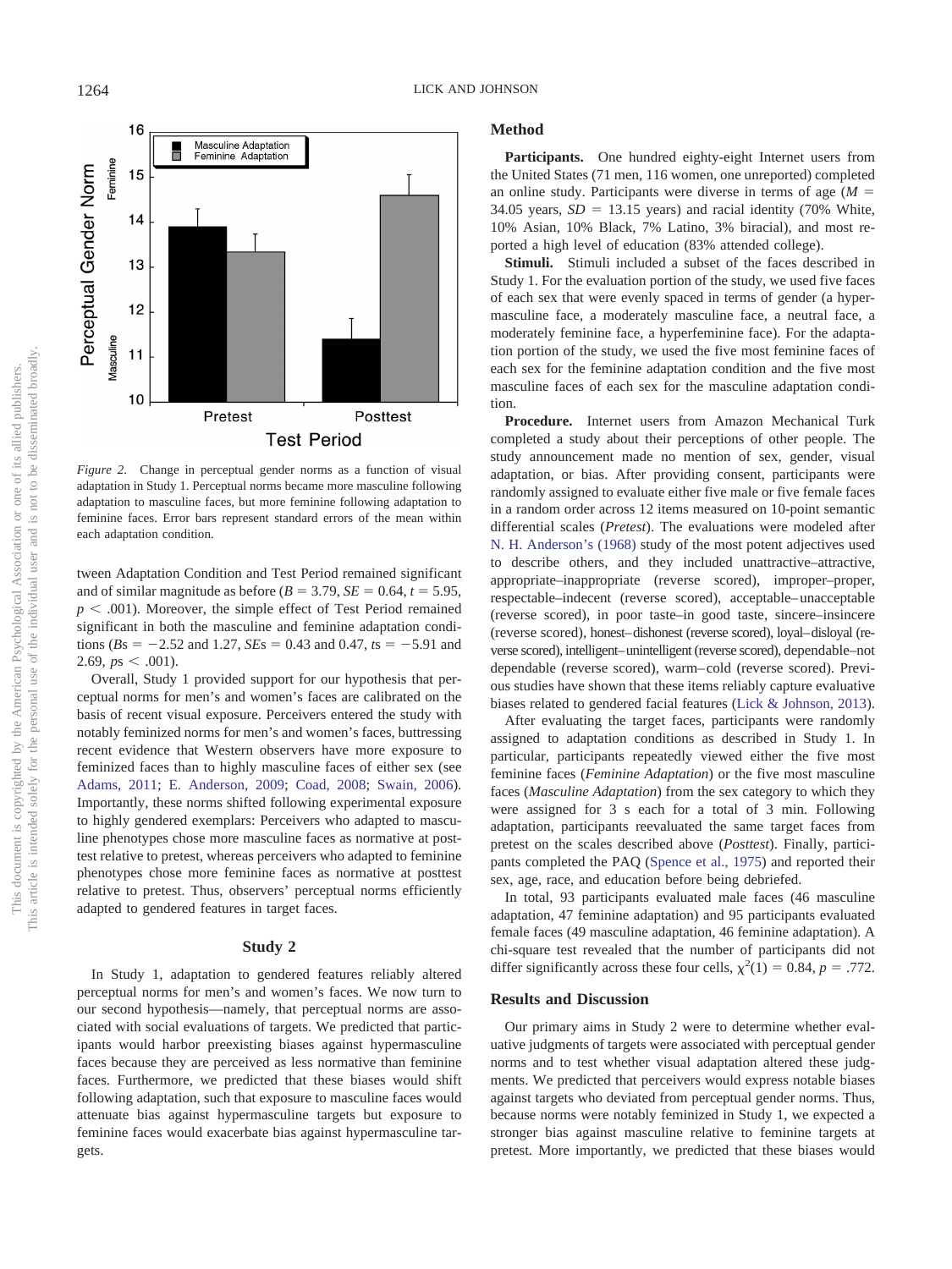*Figure 2.* Change in perceptual gender norms as a function of visual adaptation in Study 1. Perceptual norms became more masculine following adaptation to masculine faces, but more feminine following adaptation to feminine faces. Error bars represent standard errors of the mean within each adaptation condition.

tween Adaptation Condition and Test Period remained significant and of similar magnitude as before ($B = 3.79$, $SE = 0.64$, $t = 5.95$, $p < .001$). Moreover, the simple effect of Test Period remained significant in both the masculine and feminine adaptation conditions ($B$s $= -2.52$ and 1.27, $SE$s $= 0.43$ and 0.47, $t$s $= -5.91$ and 2.69, $p$s $< .001$).

Overall, Study 1 provided support for our hypothesis that perceptual norms for men's and women's faces are calibrated on the basis of recent visual exposure. Perceivers entered the study with notably feminized norms for men's and women's faces, buttressing recent evidence that Western observers have more exposure to feminized faces than to highly masculine faces of either sex (see Adams, 2011; E. Anderson, 2009; Coad, 2008; Swain, 2006). Importantly, these norms shifted following experimental exposure to highly gendered exemplars: Perceivers who adapted to masculine phenotypes chose more masculine faces as normative at posttest relative to pretest, whereas perceivers who adapted to feminine phenotypes chose more feminine faces as normative at posttest relative to pretest. Thus, observers' perceptual norms efficiently adapted to gendered features in target faces.

## Study 2

In Study 1, adaptation to gendered features reliably altered perceptual norms for men's and women's faces. We now turn to our second hypothesis—namely, that perceptual norms are associated with social evaluations of targets. We predicted that participants would harbor preexisting biases against hypermasculine faces because they are perceived as less normative than feminine faces. Furthermore, we predicted that these biases would shift following adaptation, such that exposure to masculine faces would attenuate bias against hypermasculine targets but exposure to feminine faces would exacerbate bias against hypermasculine targets.

### Method

**Participants.** One hundred eighty-eight Internet users from the United States (71 men, 116 women, one unreported) completed an online study. Participants were diverse in terms of age ($M = 34.05$ years, $SD = 13.15$ years) and racial identity (70% White, 10% Asian, 10% Black, 7% Latino, 3% biracial), and most reported a high level of education (83% attended college).

**Stimuli.** Stimuli included a subset of the faces described in Study 1. For the evaluation portion of the study, we used five faces of each sex that were evenly spaced in terms of gender (a hypermasculine face, a moderately masculine face, a neutral face, a moderately feminine face, a hyperfeminine face). For the adaptation portion of the study, we used the five most feminine faces of each sex for the feminine adaptation condition and the five most masculine faces of each sex for the masculine adaptation condition.

**Procedure.** Internet users from Amazon Mechanical Turk completed a study about their perceptions of other people. The study announcement made no mention of sex, gender, visual adaptation, or bias. After providing consent, participants were randomly assigned to evaluate either five male or five female faces in a random order across 12 items measured on 10-point semantic differential scales (*Pretest*). The evaluations were modeled after N. H. Anderson's (1968) study of the most potent adjectives used to describe others, and they included unattractive–attractive, appropriate–inappropriate (reverse scored), improper–proper, respectable–indecent (reverse scored), acceptable–unacceptable (reverse scored), in poor taste–in good taste, sincere–insincere (reverse scored), honest–dishonest (reverse scored), loyal–disloyal (reverse scored), intelligent–unintelligent (reverse scored), dependable–not dependable (reverse scored), warm–cold (reverse scored). Previous studies have shown that these items reliably capture evaluative biases related to gendered facial features (Lick & Johnson, 2013).

After evaluating the target faces, participants were randomly assigned to adaptation conditions as described in Study 1. In particular, participants repeatedly viewed either the five most feminine faces (*Feminine Adaptation*) or the five most masculine faces (*Masculine Adaptation*) from the sex category to which they were assigned for 3 s each for a total of 3 min. Following adaptation, participants reevaluated the same target faces from pretest on the scales described above (*Posttest*). Finally, participants completed the PAQ (Spence et al., 1975) and reported their sex, age, race, and education before being debriefed.

In total, 93 participants evaluated male faces (46 masculine adaptation, 47 feminine adaptation) and 95 participants evaluated female faces (49 masculine adaptation, 46 feminine adaptation). A chi-square test revealed that the number of participants did not differ significantly across these four cells, $\chi^2(1) = 0.84$, $p = .772$.

### Results and Discussion

Our primary aims in Study 2 were to determine whether evaluative judgments of targets were associated with perceptual gender norms and to test whether visual adaptation altered these judgments. We predicted that perceivers would express notable biases against targets who deviated from perceptual gender norms. Thus, because norms were notably feminized in Study 1, we expected a stronger bias against masculine relative to feminine targets at pretest. More importantly, we predicted that these biases would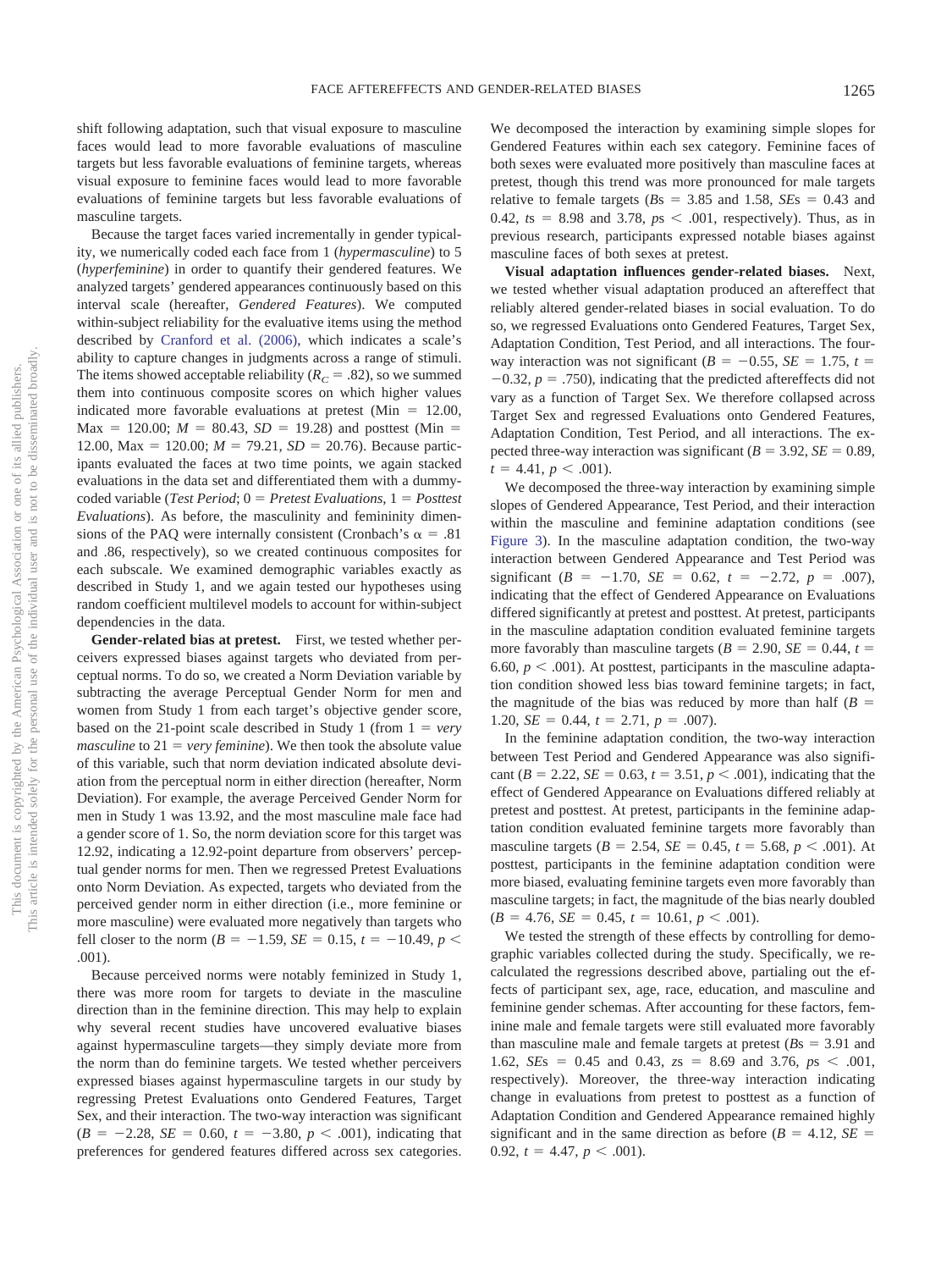shift following adaptation, such that visual exposure to masculine faces would lead to more favorable evaluations of masculine targets but less favorable evaluations of feminine targets, whereas visual exposure to feminine faces would lead to more favorable evaluations of feminine targets but less favorable evaluations of masculine targets.

Because the target faces varied incrementally in gender typicality, we numerically coded each face from 1 (*hypermasculine*) to 5 (*hyperfeminine*) in order to quantify their gendered features. We analyzed targets' gendered appearances continuously based on this interval scale (hereafter, *Gendered Features*). We computed within-subject reliability for the evaluative items using the method described by Cranford et al. (2006), which indicates a scale's ability to capture changes in judgments across a range of stimuli. The items showed acceptable reliability ($R_C$ = .82), so we summed them into continuous composite scores on which higher values indicated more favorable evaluations at pretest (Min = 12.00, Max = 120.00; *M* = 80.43, *SD* = 19.28) and posttest (Min = 12.00, Max = 120.00; *M* = 79.21, *SD* = 20.76). Because participants evaluated the faces at two time points, we again stacked evaluations in the data set and differentiated them with a dummy-coded variable (*Test Period*; 0 = *Pretest Evaluations*, 1 = *Posttest Evaluations*). As before, the masculinity and femininity dimensions of the PAQ were internally consistent (Cronbach's $\alpha$ = .81 and .86, respectively), so we created continuous composites for each subscale. We examined demographic variables exactly as described in Study 1, and we again tested our hypotheses using random coefficient multilevel models to account for within-subject dependencies in the data.

**Gender-related bias at pretest.** First, we tested whether perceivers expressed biases against targets who deviated from perceptual norms. To do so, we created a Norm Deviation variable by subtracting the average Perceptual Gender Norm for men and women from Study 1 from each target's objective gender score, based on the 21-point scale described in Study 1 (from 1 = *very masculine* to 21 = *very feminine*). We then took the absolute value of this variable, such that norm deviation indicated absolute deviation from the perceptual norm in either direction (hereafter, Norm Deviation). For example, the average Perceived Gender Norm for men in Study 1 was 13.92, and the most masculine male face had a gender score of 1. So, the norm deviation score for this target was 12.92, indicating a 12.92-point departure from observers' perceptual gender norms for men. Then we regressed Pretest Evaluations onto Norm Deviation. As expected, targets who deviated from the perceived gender norm in either direction (i.e., more feminine or more masculine) were evaluated more negatively than targets who fell closer to the norm ($B = -1.59$, $SE = 0.15$, $t = -10.49$, $p < .001$).

Because perceived norms were notably feminized in Study 1, there was more room for targets to deviate in the masculine direction than in the feminine direction. This may help to explain why several recent studies have uncovered evaluative biases against hypermasculine targets—they simply deviate more from the norm than do feminine targets. We tested whether perceivers expressed biases against hypermasculine targets in our study by regressing Pretest Evaluations onto Gendered Features, Target Sex, and their interaction. The two-way interaction was significant ($B = -2.28$, $SE = 0.60$, $t = -3.80$, $p < .001$), indicating that preferences for gendered features differed across sex categories. We decomposed the interaction by examining simple slopes for Gendered Features within each sex category. Feminine faces of both sexes were evaluated more positively than masculine faces at pretest, though this trend was more pronounced for male targets relative to female targets (*B*s = 3.85 and 1.58, *SE*s = 0.43 and 0.42, *t*s = 8.98 and 3.78, *p*s < .001, respectively). Thus, as in previous research, participants expressed notable biases against masculine faces of both sexes at pretest.

**Visual adaptation influences gender-related biases.** Next, we tested whether visual adaptation produced an aftereffect that reliably altered gender-related biases in social evaluation. To do so, we regressed Evaluations onto Gendered Features, Target Sex, Adaptation Condition, Test Period, and all interactions. The four-way interaction was not significant ($B = -0.55$, $SE = 1.75$, $t = -0.32$, $p = .750$), indicating that the predicted aftereffects did not vary as a function of Target Sex. We therefore collapsed across Target Sex and regressed Evaluations onto Gendered Features, Adaptation Condition, Test Period, and all interactions. The expected three-way interaction was significant ($B = 3.92$, $SE = 0.89$, $t = 4.41$, $p < .001$).

We decomposed the three-way interaction by examining simple slopes of Gendered Appearance, Test Period, and their interaction within the masculine and feminine adaptation conditions (see Figure 3). In the masculine adaptation condition, the two-way interaction between Gendered Appearance and Test Period was significant ($B = -1.70$, $SE = 0.62$, $t = -2.72$, $p = .007$), indicating that the effect of Gendered Appearance on Evaluations differed significantly at pretest and posttest. At pretest, participants in the masculine adaptation condition evaluated feminine targets more favorably than masculine targets ($B = 2.90$, $SE = 0.44$, $t = 6.60$, $p < .001$). At posttest, participants in the masculine adaptation condition showed less bias toward feminine targets; in fact, the magnitude of the bias was reduced by more than half ($B = 1.20$, $SE = 0.44$, $t = 2.71$, $p = .007$).

In the feminine adaptation condition, the two-way interaction between Test Period and Gendered Appearance was also significant ($B = 2.22$, $SE = 0.63$, $t = 3.51$, $p < .001$), indicating that the effect of Gendered Appearance on Evaluations differed reliably at pretest and posttest. At pretest, participants in the feminine adaptation condition evaluated feminine targets more favorably than masculine targets ($B = 2.54$, $SE = 0.45$, $t = 5.68$, $p < .001$). At posttest, participants in the feminine adaptation condition were more biased, evaluating feminine targets even more favorably than masculine targets; in fact, the magnitude of the bias nearly doubled ($B = 4.76$, $SE = 0.45$, $t = 10.61$, $p < .001$).

We tested the strength of these effects by controlling for demographic variables collected during the study. Specifically, we recalculated the regressions described above, partialing out the effects of participant sex, age, race, education, and masculine and feminine gender schemas. After accounting for these factors, feminine male and female targets were still evaluated more favorably than masculine male and female targets at pretest (*B*s = 3.91 and 1.62, *SE*s = 0.45 and 0.43, *z*s = 8.69 and 3.76, *p*s < .001, respectively). Moreover, the three-way interaction indicating change in evaluations from pretest to posttest as a function of Adaptation Condition and Gendered Appearance remained highly significant and in the same direction as before ($B = 4.12$, $SE = 0.92$, $t = 4.47$, $p < .001$).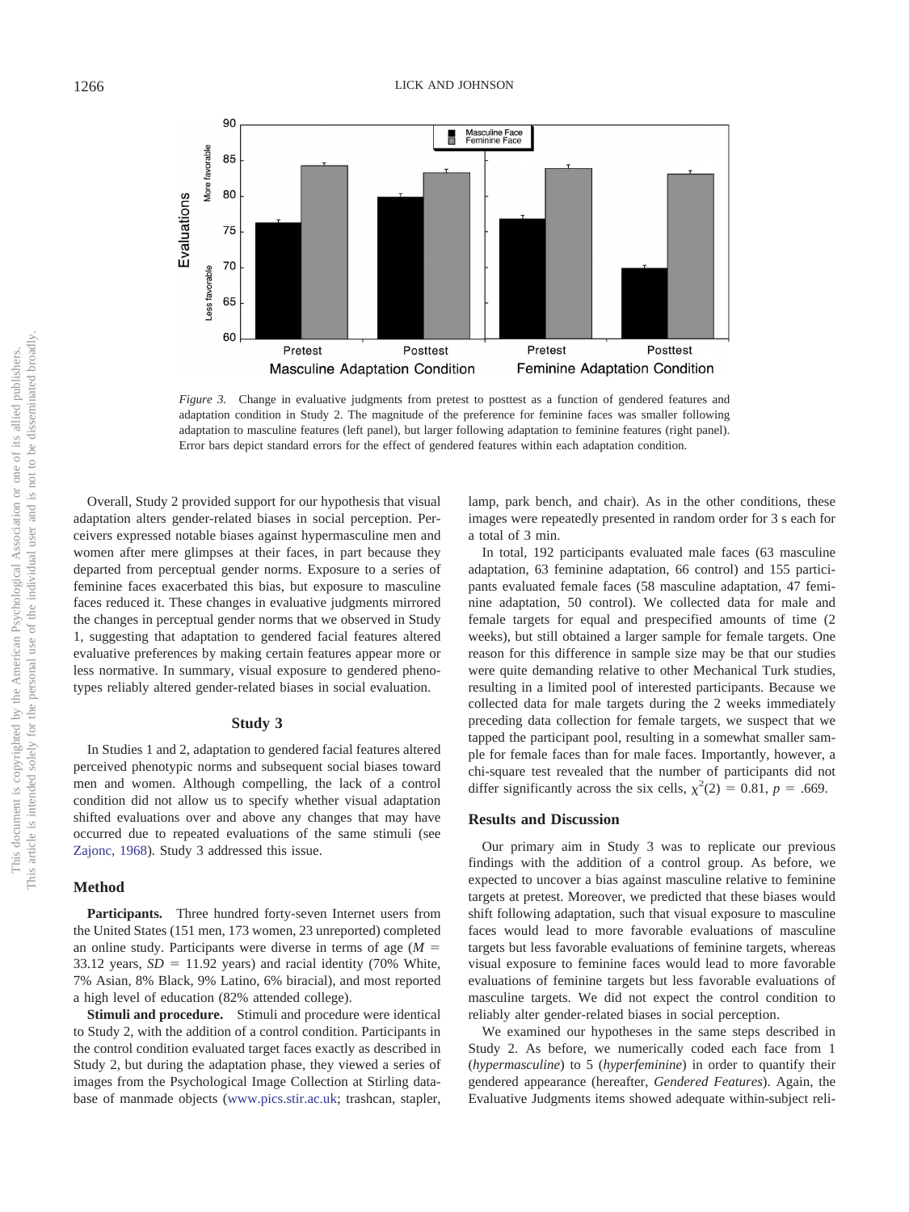*Figure 3.* Change in evaluative judgments from pretest to posttest as a function of gendered features and adaptation condition in Study 2. The magnitude of the preference for feminine faces was smaller following adaptation to masculine features (left panel), but larger following adaptation to feminine features (right panel). Error bars depict standard errors for the effect of gendered features within each adaptation condition.

Overall, Study 2 provided support for our hypothesis that visual adaptation alters gender-related biases in social perception. Perceivers expressed notable biases against hypermasculine men and women after mere glimpses at their faces, in part because they departed from perceptual gender norms. Exposure to a series of feminine faces exacerbated this bias, but exposure to masculine faces reduced it. These changes in evaluative judgments mirrored the changes in perceptual gender norms that we observed in Study 1, suggesting that adaptation to gendered facial features altered evaluative preferences by making certain features appear more or less normative. In summary, visual exposure to gendered phenotypes reliably altered gender-related biases in social evaluation.

## Study 3

In Studies 1 and 2, adaptation to gendered facial features altered perceived phenotypic norms and subsequent social biases toward men and women. Although compelling, the lack of a control condition did not allow us to specify whether visual adaptation shifted evaluations over and above any changes that may have occurred due to repeated evaluations of the same stimuli (see Zajonc, 1968). Study 3 addressed this issue.

### Method

**Participants.** Three hundred forty-seven Internet users from the United States (151 men, 173 women, 23 unreported) completed an online study. Participants were diverse in terms of age ($M$ = 33.12 years, $SD$ = 11.92 years) and racial identity (70% White, 7% Asian, 8% Black, 9% Latino, 6% biracial), and most reported a high level of education (82% attended college).

**Stimuli and procedure.** Stimuli and procedure were identical to Study 2, with the addition of a control condition. Participants in the control condition evaluated target faces exactly as described in Study 2, but during the adaptation phase, they viewed a series of images from the Psychological Image Collection at Stirling database of manmade objects (www.pics.stir.ac.uk; trashcan, stapler, lamp, park bench, and chair). As in the other conditions, these images were repeatedly presented in random order for 3 s each for a total of 3 min.

In total, 192 participants evaluated male faces (63 masculine adaptation, 63 feminine adaptation, 66 control) and 155 participants evaluated female faces (58 masculine adaptation, 47 feminine adaptation, 50 control). We collected data for male and female targets for equal and prespecified amounts of time (2 weeks), but still obtained a larger sample for female targets. One reason for this difference in sample size may be that our studies were quite demanding relative to other Mechanical Turk studies, resulting in a limited pool of interested participants. Because we collected data for male targets during the 2 weeks immediately preceding data collection for female targets, we suspect that we tapped the participant pool, resulting in a somewhat smaller sample for female faces than for male faces. Importantly, however, a chi-square test revealed that the number of participants did not differ significantly across the six cells, $\chi^2(2) = 0.81$, $p = .669$.

### Results and Discussion

Our primary aim in Study 3 was to replicate our previous findings with the addition of a control group. As before, we expected to uncover a bias against masculine relative to feminine targets at pretest. Moreover, we predicted that these biases would shift following adaptation, such that visual exposure to masculine faces would lead to more favorable evaluations of masculine targets but less favorable evaluations of feminine targets, whereas visual exposure to feminine faces would lead to more favorable evaluations of feminine targets but less favorable evaluations of masculine targets. We did not expect the control condition to reliably alter gender-related biases in social perception.

We examined our hypotheses in the same steps described in Study 2. As before, we numerically coded each face from 1 (*hypermasculine*) to 5 (*hyperfeminine*) in order to quantify their gendered appearance (hereafter, *Gendered Features*). Again, the Evaluative Judgments items showed adequate within-subject reli-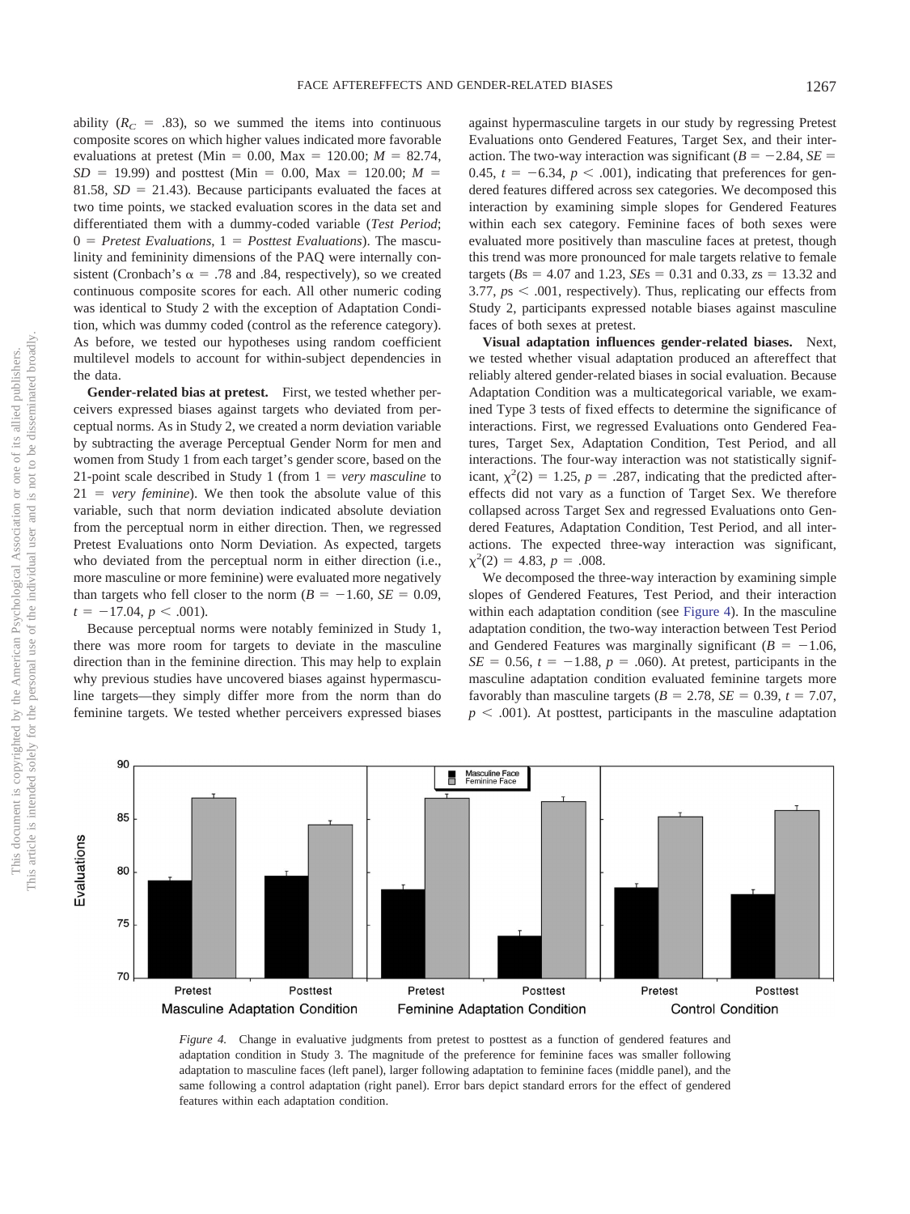ability ($R_C$ = .83), so we summed the items into continuous composite scores on which higher values indicated more favorable evaluations at pretest (Min = 0.00, Max = 120.00; $M$ = 82.74, $SD$ = 19.99) and posttest (Min = 0.00, Max = 120.00; $M$ = 81.58, $SD$ = 21.43). Because participants evaluated the faces at two time points, we stacked evaluation scores in the data set and differentiated them with a dummy-coded variable (*Test Period*; 0 = *Pretest Evaluations*, 1 = *Posttest Evaluations*). The masculinity and femininity dimensions of the PAQ were internally consistent (Cronbach's $\alpha$ = .78 and .84, respectively), so we created continuous composite scores for each. All other numeric coding was identical to Study 2 with the exception of Adaptation Condition, which was dummy coded (control as the reference category). As before, we tested our hypotheses using random coefficient multilevel models to account for within-subject dependencies in the data.

**Gender-related bias at pretest.** First, we tested whether perceivers expressed biases against targets who deviated from perceptual norms. As in Study 2, we created a norm deviation variable by subtracting the average Perceptual Gender Norm for men and women from Study 1 from each target's gender score, based on the 21-point scale described in Study 1 (from 1 = *very masculine* to 21 = *very feminine*). We then took the absolute value of this variable, such that norm deviation indicated absolute deviation from the perceptual norm in either direction. Then, we regressed Pretest Evaluations onto Norm Deviation. As expected, targets who deviated from the perceptual norm in either direction (i.e., more masculine or more feminine) were evaluated more negatively than targets who fell closer to the norm ($B$ = −1.60, $SE$ = 0.09, $t$ = −17.04, $p$ < .001).

Because perceptual norms were notably feminized in Study 1, there was more room for targets to deviate in the masculine direction than in the feminine direction. This may help to explain why previous studies have uncovered biases against hypermasculine targets—they simply differ more from the norm than do feminine targets. We tested whether perceivers expressed biases against hypermasculine targets in our study by regressing Pretest Evaluations onto Gendered Features, Target Sex, and their interaction. The two-way interaction was significant ($B$ = −2.84, $SE$ = 0.45, $t$ = −6.34, $p$ < .001), indicating that preferences for gendered features differed across sex categories. We decomposed this interaction by examining simple slopes for Gendered Features within each sex category. Feminine faces of both sexes were evaluated more positively than masculine faces at pretest, though this trend was more pronounced for male targets relative to female targets ($B$s = 4.07 and 1.23, $SE$s = 0.31 and 0.33, $z$s = 13.32 and 3.77, $p$s < .001, respectively). Thus, replicating our effects from Study 2, participants expressed notable biases against masculine faces of both sexes at pretest.

**Visual adaptation influences gender-related biases.** Next, we tested whether visual adaptation produced an aftereffect that reliably altered gender-related biases in social evaluation. Because Adaptation Condition was a multicategorical variable, we examined Type 3 tests of fixed effects to determine the significance of interactions. First, we regressed Evaluations onto Gendered Features, Target Sex, Adaptation Condition, Test Period, and all interactions. The four-way interaction was not statistically significant, $\chi^2(2)$ = 1.25, $p$ = .287, indicating that the predicted aftereffects did not vary as a function of Target Sex. We therefore collapsed across Target Sex and regressed Evaluations onto Gendered Features, Adaptation Condition, Test Period, and all interactions. The expected three-way interaction was significant, $\chi^2(2)$ = 4.83, $p$ = .008.

We decomposed the three-way interaction by examining simple slopes of Gendered Features, Test Period, and their interaction within each adaptation condition (see Figure 4). In the masculine adaptation condition, the two-way interaction between Test Period and Gendered Features was marginally significant ($B$ = −1.06, $SE$ = 0.56, $t$ = −1.88, $p$ = .060). At pretest, participants in the masculine adaptation condition evaluated feminine targets more favorably than masculine targets ($B$ = 2.78, $SE$ = 0.39, $t$ = 7.07, $p$ < .001). At posttest, participants in the masculine adaptation

*Figure 4.* Change in evaluative judgments from pretest to posttest as a function of gendered features and adaptation condition in Study 3. The magnitude of the preference for feminine faces was smaller following adaptation to masculine faces (left panel), larger following adaptation to feminine faces (middle panel), and the same following a control adaptation (right panel). Error bars depict standard errors for the effect of gendered features within each adaptation condition.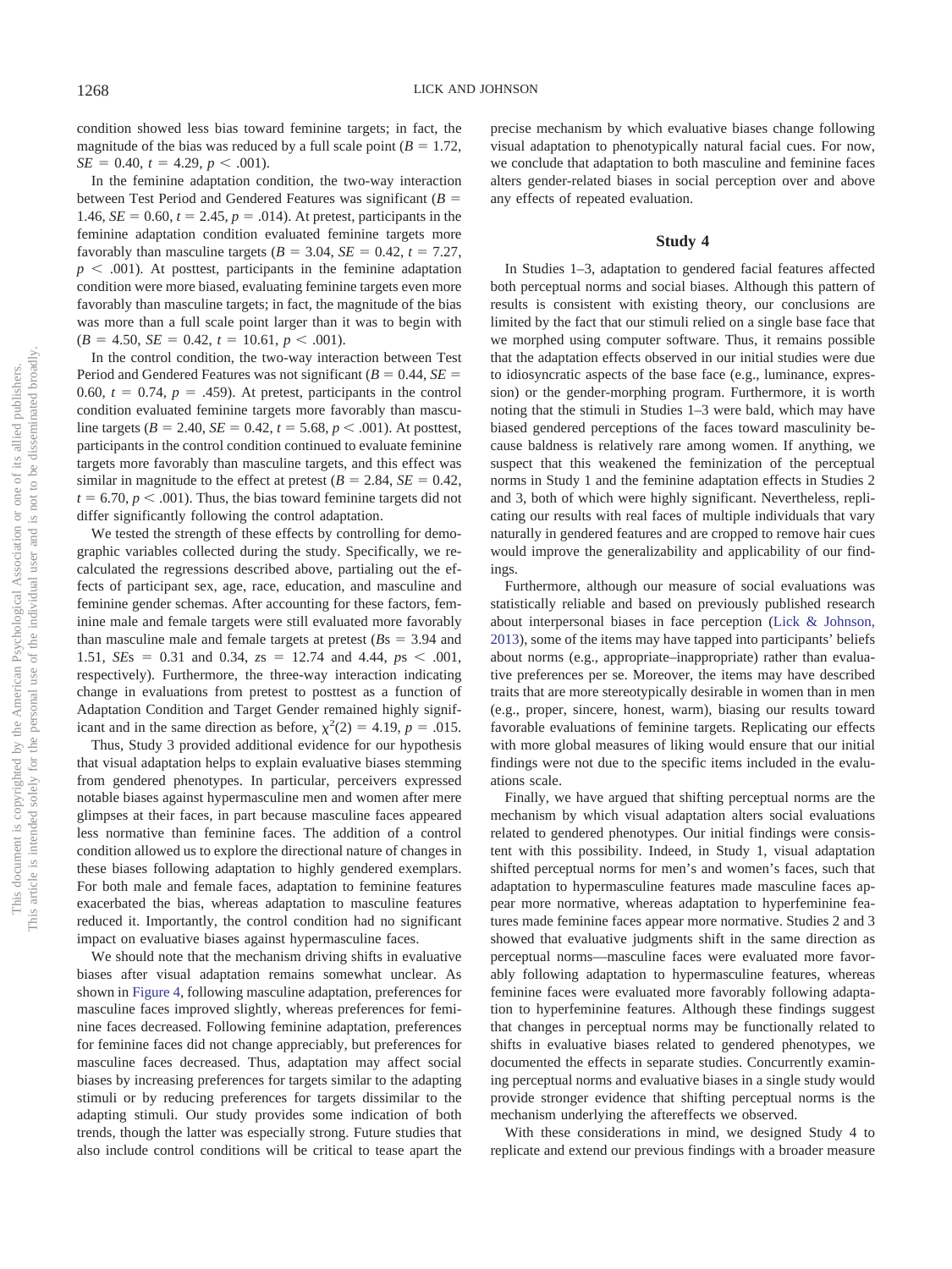condition showed less bias toward feminine targets; in fact, the magnitude of the bias was reduced by a full scale point ($B = 1.72$, $SE = 0.40$, $t = 4.29$, $p < .001$).

In the feminine adaptation condition, the two-way interaction between Test Period and Gendered Features was significant ($B = 1.46$, $SE = 0.60$, $t = 2.45$, $p = .014$). At pretest, participants in the feminine adaptation condition evaluated feminine targets more favorably than masculine targets ($B = 3.04$, $SE = 0.42$, $t = 7.27$, $p < .001$). At posttest, participants in the feminine adaptation condition were more biased, evaluating feminine targets even more favorably than masculine targets; in fact, the magnitude of the bias was more than a full scale point larger than it was to begin with ($B = 4.50$, $SE = 0.42$, $t = 10.61$, $p < .001$).

In the control condition, the two-way interaction between Test Period and Gendered Features was not significant ($B = 0.44$, $SE = 0.60$, $t = 0.74$, $p = .459$). At pretest, participants in the control condition evaluated feminine targets more favorably than masculine targets ($B = 2.40$, $SE = 0.42$, $t = 5.68$, $p < .001$). At posttest, participants in the control condition continued to evaluate feminine targets more favorably than masculine targets, and this effect was similar in magnitude to the effect at pretest ($B = 2.84$, $SE = 0.42$, $t = 6.70$, $p < .001$). Thus, the bias toward feminine targets did not differ significantly following the control adaptation.

We tested the strength of these effects by controlling for demographic variables collected during the study. Specifically, we recalculated the regressions described above, partialing out the effects of participant sex, age, race, education, and masculine and feminine gender schemas. After accounting for these factors, feminine male and female targets were still evaluated more favorably than masculine male and female targets at pretest (*B*s = 3.94 and 1.51, *SE*s = 0.31 and 0.34, *z*s = 12.74 and 4.44, *p*s < .001, respectively). Furthermore, the three-way interaction indicating change in evaluations from pretest to posttest as a function of Adaptation Condition and Target Gender remained highly significant and in the same direction as before, $\chi^2(2) = 4.19$, $p = .015$.

Thus, Study 3 provided additional evidence for our hypothesis that visual adaptation helps to explain evaluative biases stemming from gendered phenotypes. In particular, perceivers expressed notable biases against hypermasculine men and women after mere glimpses at their faces, in part because masculine faces appeared less normative than feminine faces. The addition of a control condition allowed us to explore the directional nature of changes in these biases following adaptation to highly gendered exemplars. For both male and female faces, adaptation to feminine features exacerbated the bias, whereas adaptation to masculine features reduced it. Importantly, the control condition had no significant impact on evaluative biases against hypermasculine faces.

We should note that the mechanism driving shifts in evaluative biases after visual adaptation remains somewhat unclear. As shown in Figure 4, following masculine adaptation, preferences for masculine faces improved slightly, whereas preferences for feminine faces decreased. Following feminine adaptation, preferences for feminine faces did not change appreciably, but preferences for masculine faces decreased. Thus, adaptation may affect social biases by increasing preferences for targets similar to the adapting stimuli or by reducing preferences for targets dissimilar to the adapting stimuli. Our study provides some indication of both trends, though the latter was especially strong. Future studies that also include control conditions will be critical to tease apart the precise mechanism by which evaluative biases change following visual adaptation to phenotypically natural facial cues. For now, we conclude that adaptation to both masculine and feminine faces alters gender-related biases in social perception over and above any effects of repeated evaluation.

## Study 4

In Studies 1–3, adaptation to gendered facial features affected both perceptual norms and social biases. Although this pattern of results is consistent with existing theory, our conclusions are limited by the fact that our stimuli relied on a single base face that we morphed using computer software. Thus, it remains possible that the adaptation effects observed in our initial studies were due to idiosyncratic aspects of the base face (e.g., luminance, expression) or the gender-morphing program. Furthermore, it is worth noting that the stimuli in Studies 1–3 were bald, which may have biased gendered perceptions of the faces toward masculinity because baldness is relatively rare among women. If anything, we suspect that this weakened the feminization of the perceptual norms in Study 1 and the feminine adaptation effects in Studies 2 and 3, both of which were highly significant. Nevertheless, replicating our results with real faces of multiple individuals that vary naturally in gendered features and are cropped to remove hair cues would improve the generalizability and applicability of our findings.

Furthermore, although our measure of social evaluations was statistically reliable and based on previously published research about interpersonal biases in face perception (Lick & Johnson, 2013), some of the items may have tapped into participants' beliefs about norms (e.g., appropriate–inappropriate) rather than evaluative preferences per se. Moreover, the items may have described traits that are more stereotypically desirable in women than in men (e.g., proper, sincere, honest, warm), biasing our results toward favorable evaluations of feminine targets. Replicating our effects with more global measures of liking would ensure that our initial findings were not due to the specific items included in the evaluations scale.

Finally, we have argued that shifting perceptual norms are the mechanism by which visual adaptation alters social evaluations related to gendered phenotypes. Our initial findings were consistent with this possibility. Indeed, in Study 1, visual adaptation shifted perceptual norms for men's and women's faces, such that adaptation to hypermasculine features made masculine faces appear more normative, whereas adaptation to hyperfeminine features made feminine faces appear more normative. Studies 2 and 3 showed that evaluative judgments shift in the same direction as perceptual norms—masculine faces were evaluated more favorably following adaptation to hypermasculine features, whereas feminine faces were evaluated more favorably following adaptation to hyperfeminine features. Although these findings suggest that changes in perceptual norms may be functionally related to shifts in evaluative biases related to gendered phenotypes, we documented the effects in separate studies. Concurrently examining perceptual norms and evaluative biases in a single study would provide stronger evidence that shifting perceptual norms is the mechanism underlying the aftereffects we observed.

With these considerations in mind, we designed Study 4 to replicate and extend our previous findings with a broader measure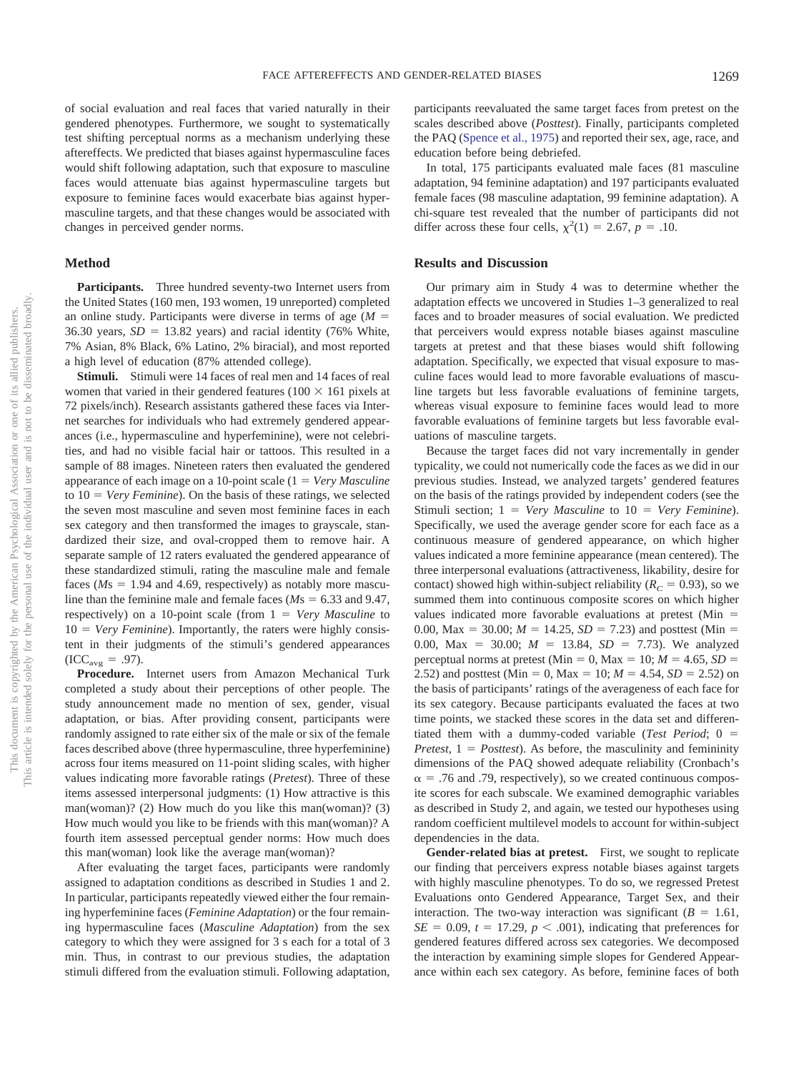of social evaluation and real faces that varied naturally in their gendered phenotypes. Furthermore, we sought to systematically test shifting perceptual norms as a mechanism underlying these aftereffects. We predicted that biases against hypermasculine faces would shift following adaptation, such that exposure to masculine faces would attenuate bias against hypermasculine targets but exposure to feminine faces would exacerbate bias against hypermasculine targets, and that these changes would be associated with changes in perceived gender norms.

## Method

**Participants.** Three hundred seventy-two Internet users from the United States (160 men, 193 women, 19 unreported) completed an online study. Participants were diverse in terms of age ($M$ = 36.30 years, $SD$ = 13.82 years) and racial identity (76% White, 7% Asian, 8% Black, 6% Latino, 2% biracial), and most reported a high level of education (87% attended college).

**Stimuli.** Stimuli were 14 faces of real men and 14 faces of real women that varied in their gendered features (100 × 161 pixels at 72 pixels/inch). Research assistants gathered these faces via Internet searches for individuals who had extremely gendered appearances (i.e., hypermasculine and hyperfeminine), were not celebrities, and had no visible facial hair or tattoos. This resulted in a sample of 88 images. Nineteen raters then evaluated the gendered appearance of each image on a 10-point scale (1 = *Very Masculine* to 10 = *Very Feminine*). On the basis of these ratings, we selected the seven most masculine and seven most feminine faces in each sex category and then transformed the images to grayscale, standardized their size, and oval-cropped them to remove hair. A separate sample of 12 raters evaluated the gendered appearance of these standardized stimuli, rating the masculine male and female faces ($M$s = 1.94 and 4.69, respectively) as notably more masculine than the feminine male and female faces ($M$s = 6.33 and 9.47, respectively) on a 10-point scale (from 1 = *Very Masculine* to 10 = *Very Feminine*). Importantly, the raters were highly consistent in their judgments of the stimuli's gendered appearances ($ICC_{avg}$ = .97).

**Procedure.** Internet users from Amazon Mechanical Turk completed a study about their perceptions of other people. The study announcement made no mention of sex, gender, visual adaptation, or bias. After providing consent, participants were randomly assigned to rate either six of the male or six of the female faces described above (three hypermasculine, three hyperfeminine) across four items measured on 11-point sliding scales, with higher values indicating more favorable ratings (*Pretest*). Three of these items assessed interpersonal judgments: (1) How attractive is this man(woman)? (2) How much do you like this man(woman)? (3) How much would you like to be friends with this man(woman)? A fourth item assessed perceptual gender norms: How much does this man(woman) look like the average man(woman)?

After evaluating the target faces, participants were randomly assigned to adaptation conditions as described in Studies 1 and 2. In particular, participants repeatedly viewed either the four remaining hyperfeminine faces (*Feminine Adaptation*) or the four remaining hypermasculine faces (*Masculine Adaptation*) from the sex category to which they were assigned for 3 s each for a total of 3 min. Thus, in contrast to our previous studies, the adaptation stimuli differed from the evaluation stimuli. Following adaptation, participants reevaluated the same target faces from pretest on the scales described above (*Posttest*). Finally, participants completed the PAQ (Spence et al., 1975) and reported their sex, age, race, and education before being debriefed.

In total, 175 participants evaluated male faces (81 masculine adaptation, 94 feminine adaptation) and 197 participants evaluated female faces (98 masculine adaptation, 99 feminine adaptation). A chi-square test revealed that the number of participants did not differ across these four cells, $\chi^2(1)$ = 2.67, $p$ = .10.

## Results and Discussion

Our primary aim in Study 4 was to determine whether the adaptation effects we uncovered in Studies 1–3 generalized to real faces and to broader measures of social evaluation. We predicted that perceivers would express notable biases against masculine targets at pretest and that these biases would shift following adaptation. Specifically, we expected that visual exposure to masculine faces would lead to more favorable evaluations of masculine targets but less favorable evaluations of feminine targets, whereas visual exposure to feminine faces would lead to more favorable evaluations of feminine targets but less favorable evaluations of masculine targets.

Because the target faces did not vary incrementally in gender typicality, we could not numerically code the faces as we did in our previous studies. Instead, we analyzed targets' gendered features on the basis of the ratings provided by independent coders (see the Stimuli section; 1 = *Very Masculine* to 10 = *Very Feminine*). Specifically, we used the average gender score for each face as a continuous measure of gendered appearance, on which higher values indicated a more feminine appearance (mean centered). The three interpersonal evaluations (attractiveness, likability, desire for contact) showed high within-subject reliability ($R_C$ = 0.93), so we summed them into continuous composite scores on which higher values indicated more favorable evaluations at pretest (Min = 0.00, Max = 30.00; $M$ = 14.25, $SD$ = 7.23) and posttest (Min = 0.00, Max = 30.00; $M$ = 13.84, $SD$ = 7.73). We analyzed perceptual norms at pretest (Min = 0, Max = 10; $M$ = 4.65, $SD$ = 2.52) and posttest (Min = 0, Max = 10; $M$ = 4.54, $SD$ = 2.52) on the basis of participants' ratings of the averageness of each face for its sex category. Because participants evaluated the faces at two time points, we stacked these scores in the data set and differentiated them with a dummy-coded variable (*Test Period*; 0 = *Pretest*, 1 = *Posttest*). As before, the masculinity and femininity dimensions of the PAQ showed adequate reliability (Cronbach's $\alpha$ = .76 and .79, respectively), so we created continuous composite scores for each subscale. We examined demographic variables as described in Study 2, and again, we tested our hypotheses using random coefficient multilevel models to account for within-subject dependencies in the data.

**Gender-related bias at pretest.** First, we sought to replicate our finding that perceivers express notable biases against targets with highly masculine phenotypes. To do so, we regressed Pretest Evaluations onto Gendered Appearance, Target Sex, and their interaction. The two-way interaction was significant ($B$ = 1.61, $SE$ = 0.09, $t$ = 17.29, $p$ < .001), indicating that preferences for gendered features differed across sex categories. We decomposed the interaction by examining simple slopes for Gendered Appearance within each sex category. As before, feminine faces of both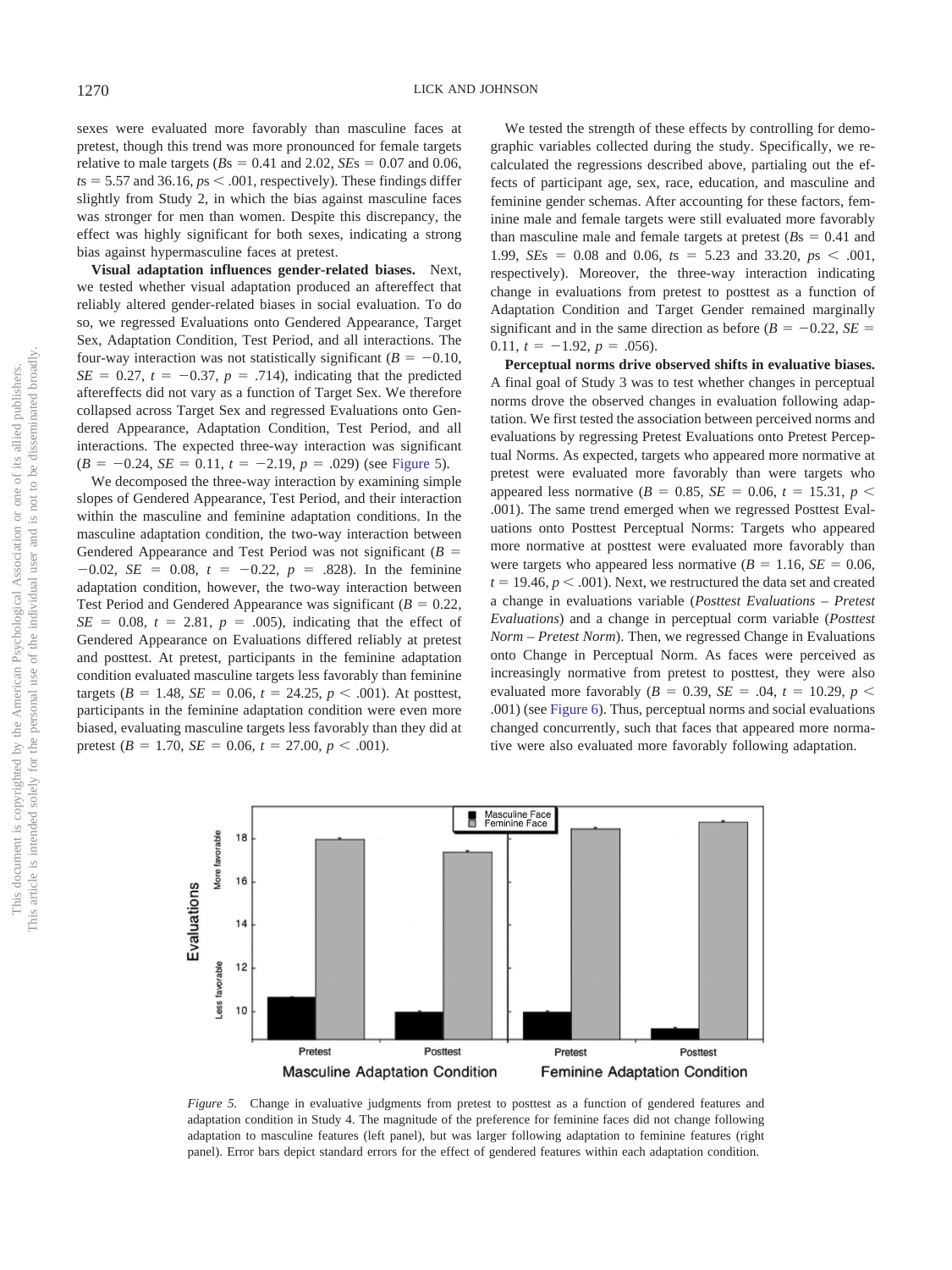sexes were evaluated more favorably than masculine faces at pretest, though this trend was more pronounced for female targets relative to male targets ($B$s = 0.41 and 2.02, $SE$s = 0.07 and 0.06, $t$s = 5.57 and 36.16, $p$s < .001, respectively). These findings differ slightly from Study 2, in which the bias against masculine faces was stronger for men than women. Despite this discrepancy, the effect was highly significant for both sexes, indicating a strong bias against hypermasculine faces at pretest.

**Visual adaptation influences gender-related biases.** Next, we tested whether visual adaptation produced an aftereffect that reliably altered gender-related biases in social evaluation. To do so, we regressed Evaluations onto Gendered Appearance, Target Sex, Adaptation Condition, Test Period, and all interactions. The four-way interaction was not statistically significant ($B$ = −0.10, $SE$ = 0.27, $t$ = −0.37, $p$ = .714), indicating that the predicted aftereffects did not vary as a function of Target Sex. We therefore collapsed across Target Sex and regressed Evaluations onto Gendered Appearance, Adaptation Condition, Test Period, and all interactions. The expected three-way interaction was significant ($B$ = −0.24, $SE$ = 0.11, $t$ = −2.19, $p$ = .029) (see Figure 5).

We decomposed the three-way interaction by examining simple slopes of Gendered Appearance, Test Period, and their interaction within the masculine and feminine adaptation conditions. In the masculine adaptation condition, the two-way interaction between Gendered Appearance and Test Period was not significant ($B$ = −0.02, $SE$ = 0.08, $t$ = −0.22, $p$ = .828). In the feminine adaptation condition, however, the two-way interaction between Test Period and Gendered Appearance was significant ($B$ = 0.22, $SE$ = 0.08, $t$ = 2.81, $p$ = .005), indicating that the effect of Gendered Appearance on Evaluations differed reliably at pretest and posttest. At pretest, participants in the feminine adaptation condition evaluated masculine targets less favorably than feminine targets ($B$ = 1.48, $SE$ = 0.06, $t$ = 24.25, $p$ < .001). At posttest, participants in the feminine adaptation condition were even more biased, evaluating masculine targets less favorably than they did at pretest ($B$ = 1.70, $SE$ = 0.06, $t$ = 27.00, $p$ < .001).

We tested the strength of these effects by controlling for demographic variables collected during the study. Specifically, we recalculated the regressions described above, partialing out the effects of participant age, sex, race, education, and masculine and feminine gender schemas. After accounting for these factors, feminine male and female targets were still evaluated more favorably than masculine male and female targets at pretest ($B$s = 0.41 and 1.99, $SE$s = 0.08 and 0.06, $t$s = 5.23 and 33.20, $p$s < .001, respectively). Moreover, the three-way interaction indicating change in evaluations from pretest to posttest as a function of Adaptation Condition and Target Gender remained marginally significant and in the same direction as before ($B$ = −0.22, $SE$ = 0.11, $t$ = −1.92, $p$ = .056).

**Perceptual norms drive observed shifts in evaluative biases.** A final goal of Study 3 was to test whether changes in perceptual norms drove the observed changes in evaluation following adaptation. We first tested the association between perceived norms and evaluations by regressing Pretest Evaluations onto Pretest Perceptual Norms. As expected, targets who appeared more normative at pretest were evaluated more favorably than were targets who appeared less normative ($B$ = 0.85, $SE$ = 0.06, $t$ = 15.31, $p$ < .001). The same trend emerged when we regressed Posttest Evaluations onto Posttest Perceptual Norms: Targets who appeared more normative at posttest were evaluated more favorably than were targets who appeared less normative ($B$ = 1.16, $SE$ = 0.06, $t$ = 19.46, $p$ < .001). Next, we restructured the data set and created a change in evaluations variable (*Posttest Evaluations – Pretest Evaluations*) and a change in perceptual corm variable (*Posttest Norm – Pretest Norm*). Then, we regressed Change in Evaluations onto Change in Perceptual Norm. As faces were perceived as increasingly normative from pretest to posttest, they were also evaluated more favorably ($B$ = 0.39, $SE$ = .04, $t$ = 10.29, $p$ < .001) (see Figure 6). Thus, perceptual norms and social evaluations changed concurrently, such that faces that appeared more normative were also evaluated more favorably following adaptation.

*Figure 5.* Change in evaluative judgments from pretest to posttest as a function of gendered features and adaptation condition in Study 4. The magnitude of the preference for feminine faces did not change following adaptation to masculine features (left panel), but was larger following adaptation to feminine features (right panel). Error bars depict standard errors for the effect of gendered features within each adaptation condition.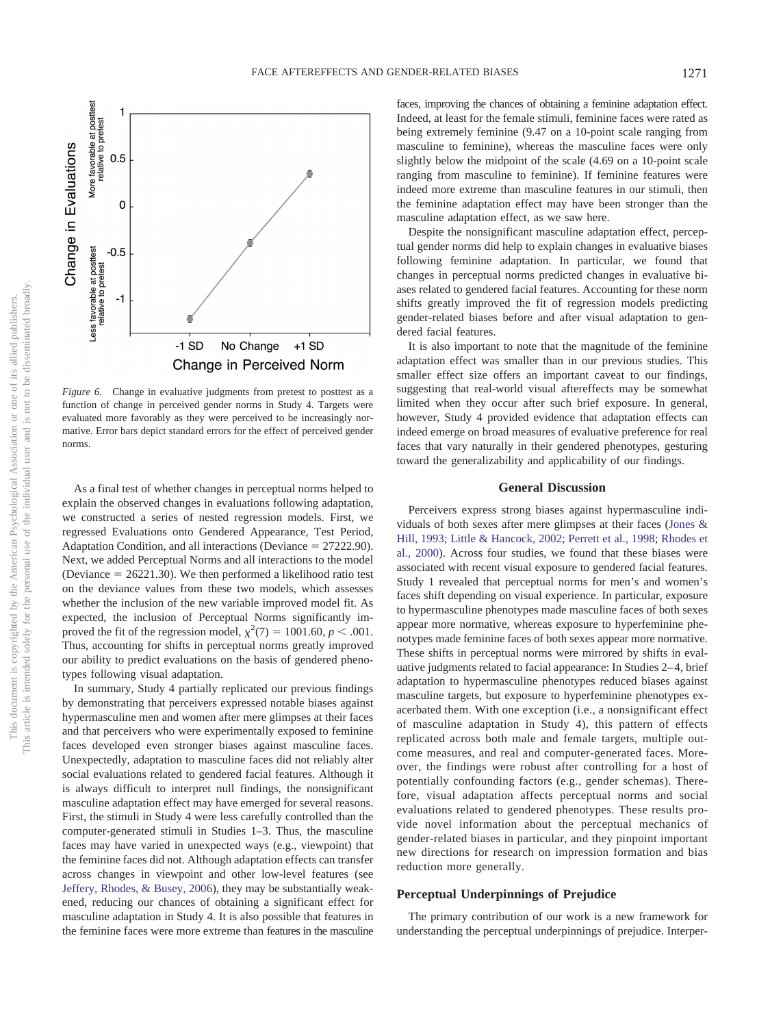*Figure 6.* Change in evaluative judgments from pretest to posttest as a function of change in perceived gender norms in Study 4. Targets were evaluated more favorably as they were perceived to be increasingly normative. Error bars depict standard errors for the effect of perceived gender norms.

As a final test of whether changes in perceptual norms helped to explain the observed changes in evaluations following adaptation, we constructed a series of nested regression models. First, we regressed Evaluations onto Gendered Appearance, Test Period, Adaptation Condition, and all interactions (Deviance = 27222.90). Next, we added Perceptual Norms and all interactions to the model (Deviance = 26221.30). We then performed a likelihood ratio test on the deviance values from these two models, which assesses whether the inclusion of the new variable improved model fit. As expected, the inclusion of Perceptual Norms significantly improved the fit of the regression model, $\chi^2(7) = 1001.60$, $p < .001$. Thus, accounting for shifts in perceptual norms greatly improved our ability to predict evaluations on the basis of gendered phenotypes following visual adaptation.

In summary, Study 4 partially replicated our previous findings by demonstrating that perceivers expressed notable biases against hypermasculine men and women after mere glimpses at their faces and that perceivers who were experimentally exposed to feminine faces developed even stronger biases against masculine faces. Unexpectedly, adaptation to masculine faces did not reliably alter social evaluations related to gendered facial features. Although it is always difficult to interpret null findings, the nonsignificant masculine adaptation effect may have emerged for several reasons. First, the stimuli in Study 4 were less carefully controlled than the computer-generated stimuli in Studies 1–3. Thus, the masculine faces may have varied in unexpected ways (e.g., viewpoint) that the feminine faces did not. Although adaptation effects can transfer across changes in viewpoint and other low-level features (see Jeffery, Rhodes, & Busey, 2006), they may be substantially weakened, reducing our chances of obtaining a significant effect for masculine adaptation in Study 4. It is also possible that features in the feminine faces were more extreme than features in the masculine faces, improving the chances of obtaining a feminine adaptation effect. Indeed, at least for the female stimuli, feminine faces were rated as being extremely feminine (9.47 on a 10-point scale ranging from masculine to feminine), whereas the masculine faces were only slightly below the midpoint of the scale (4.69 on a 10-point scale ranging from masculine to feminine). If feminine features were indeed more extreme than masculine features in our stimuli, then the feminine adaptation effect may have been stronger than the masculine adaptation effect, as we saw here.

Despite the nonsignificant masculine adaptation effect, perceptual gender norms did help to explain changes in evaluative biases following feminine adaptation. In particular, we found that changes in perceptual norms predicted changes in evaluative biases related to gendered facial features. Accounting for these norm shifts greatly improved the fit of regression models predicting gender-related biases before and after visual adaptation to gendered facial features.

It is also important to note that the magnitude of the feminine adaptation effect was smaller than in our previous studies. This smaller effect size offers an important caveat to our findings, suggesting that real-world visual aftereffects may be somewhat limited when they occur after such brief exposure. In general, however, Study 4 provided evidence that adaptation effects can indeed emerge on broad measures of evaluative preference for real faces that vary naturally in their gendered phenotypes, gesturing toward the generalizability and applicability of our findings.

## General Discussion

Perceivers express strong biases against hypermasculine individuals of both sexes after mere glimpses at their faces (Jones & Hill, 1993; Little & Hancock, 2002; Perrett et al., 1998; Rhodes et al., 2000). Across four studies, we found that these biases were associated with recent visual exposure to gendered facial features. Study 1 revealed that perceptual norms for men's and women's faces shift depending on visual experience. In particular, exposure to hypermasculine phenotypes made masculine faces of both sexes appear more normative, whereas exposure to hyperfeminine phenotypes made feminine faces of both sexes appear more normative. These shifts in perceptual norms were mirrored by shifts in evaluative judgments related to facial appearance: In Studies 2–4, brief adaptation to hypermasculine phenotypes reduced biases against masculine targets, but exposure to hyperfeminine phenotypes exacerbated them. With one exception (i.e., a nonsignificant effect of masculine adaptation in Study 4), this pattern of effects replicated across both male and female targets, multiple outcome measures, and real and computer-generated faces. Moreover, the findings were robust after controlling for a host of potentially confounding factors (e.g., gender schemas). Therefore, visual adaptation affects perceptual norms and social evaluations related to gendered phenotypes. These results provide novel information about the perceptual mechanics of gender-related biases in particular, and they pinpoint important new directions for research on impression formation and bias reduction more generally.

### Perceptual Underpinnings of Prejudice

The primary contribution of our work is a new framework for understanding the perceptual underpinnings of prejudice. Interper-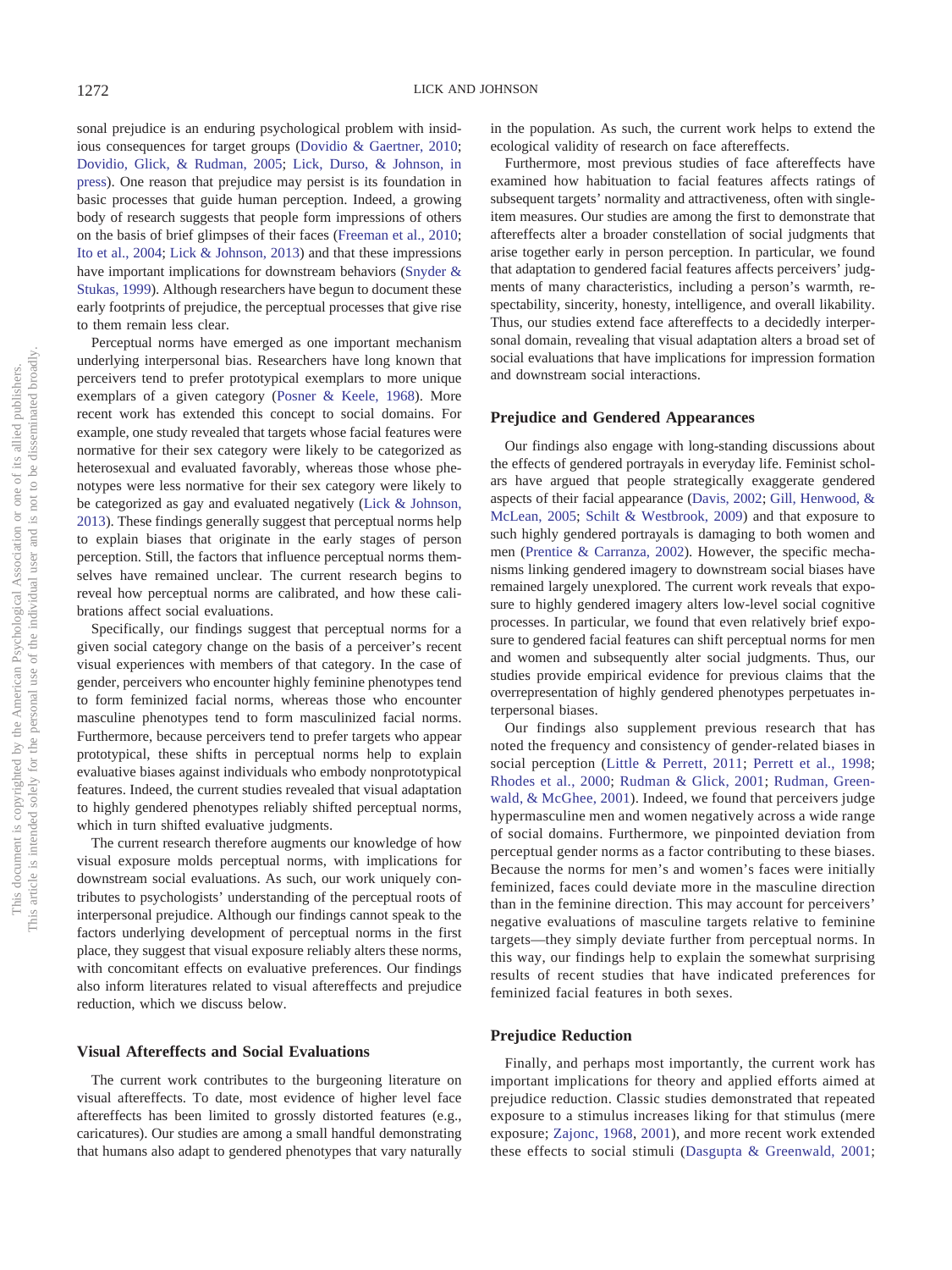sonal prejudice is an enduring psychological problem with insidious consequences for target groups (Dovidio & Gaertner, 2010; Dovidio, Glick, & Rudman, 2005; Lick, Durso, & Johnson, in press). One reason that prejudice may persist is its foundation in basic processes that guide human perception. Indeed, a growing body of research suggests that people form impressions of others on the basis of brief glimpses of their faces (Freeman et al., 2010; Ito et al., 2004; Lick & Johnson, 2013) and that these impressions have important implications for downstream behaviors (Snyder & Stukas, 1999). Although researchers have begun to document these early footprints of prejudice, the perceptual processes that give rise to them remain less clear.

Perceptual norms have emerged as one important mechanism underlying interpersonal bias. Researchers have long known that perceivers tend to prefer prototypical exemplars to more unique exemplars of a given category (Posner & Keele, 1968). More recent work has extended this concept to social domains. For example, one study revealed that targets whose facial features were normative for their sex category were likely to be categorized as heterosexual and evaluated favorably, whereas those whose phenotypes were less normative for their sex category were likely to be categorized as gay and evaluated negatively (Lick & Johnson, 2013). These findings generally suggest that perceptual norms help to explain biases that originate in the early stages of person perception. Still, the factors that influence perceptual norms themselves have remained unclear. The current research begins to reveal how perceptual norms are calibrated, and how these calibrations affect social evaluations.

Specifically, our findings suggest that perceptual norms for a given social category change on the basis of a perceiver's recent visual experiences with members of that category. In the case of gender, perceivers who encounter highly feminine phenotypes tend to form feminized facial norms, whereas those who encounter masculine phenotypes tend to form masculinized facial norms. Furthermore, because perceivers tend to prefer targets who appear prototypical, these shifts in perceptual norms help to explain evaluative biases against individuals who embody nonprototypical features. Indeed, the current studies revealed that visual adaptation to highly gendered phenotypes reliably shifted perceptual norms, which in turn shifted evaluative judgments.

The current research therefore augments our knowledge of how visual exposure molds perceptual norms, with implications for downstream social evaluations. As such, our work uniquely contributes to psychologists' understanding of the perceptual roots of interpersonal prejudice. Although our findings cannot speak to the factors underlying development of perceptual norms in the first place, they suggest that visual exposure reliably alters these norms, with concomitant effects on evaluative preferences. Our findings also inform literatures related to visual aftereffects and prejudice reduction, which we discuss below.

### Visual Aftereffects and Social Evaluations

The current work contributes to the burgeoning literature on visual aftereffects. To date, most evidence of higher level face aftereffects has been limited to grossly distorted features (e.g., caricatures). Our studies are among a small handful demonstrating that humans also adapt to gendered phenotypes that vary naturally in the population. As such, the current work helps to extend the ecological validity of research on face aftereffects.

Furthermore, most previous studies of face aftereffects have examined how habituation to facial features affects ratings of subsequent targets' normality and attractiveness, often with single-item measures. Our studies are among the first to demonstrate that aftereffects alter a broader constellation of social judgments that arise together early in person perception. In particular, we found that adaptation to gendered facial features affects perceivers' judgments of many characteristics, including a person's warmth, respectability, sincerity, honesty, intelligence, and overall likability. Thus, our studies extend face aftereffects to a decidedly interpersonal domain, revealing that visual adaptation alters a broad set of social evaluations that have implications for impression formation and downstream social interactions.

### Prejudice and Gendered Appearances

Our findings also engage with long-standing discussions about the effects of gendered portrayals in everyday life. Feminist scholars have argued that people strategically exaggerate gendered aspects of their facial appearance (Davis, 2002; Gill, Henwood, & McLean, 2005; Schilt & Westbrook, 2009) and that exposure to such highly gendered portrayals is damaging to both women and men (Prentice & Carranza, 2002). However, the specific mechanisms linking gendered imagery to downstream social biases have remained largely unexplored. The current work reveals that exposure to highly gendered imagery alters low-level social cognitive processes. In particular, we found that even relatively brief exposure to gendered facial features can shift perceptual norms for men and women and subsequently alter social judgments. Thus, our studies provide empirical evidence for previous claims that the overrepresentation of highly gendered phenotypes perpetuates interpersonal biases.

Our findings also supplement previous research that has noted the frequency and consistency of gender-related biases in social perception (Little & Perrett, 2011; Perrett et al., 1998; Rhodes et al., 2000; Rudman & Glick, 2001; Rudman, Greenwald, & McGhee, 2001). Indeed, we found that perceivers judge hypermasculine men and women negatively across a wide range of social domains. Furthermore, we pinpointed deviation from perceptual gender norms as a factor contributing to these biases. Because the norms for men's and women's faces were initially feminized, faces could deviate more in the masculine direction than in the feminine direction. This may account for perceivers' negative evaluations of masculine targets relative to feminine targets—they simply deviate further from perceptual norms. In this way, our findings help to explain the somewhat surprising results of recent studies that have indicated preferences for feminized facial features in both sexes.

### Prejudice Reduction

Finally, and perhaps most importantly, the current work has important implications for theory and applied efforts aimed at prejudice reduction. Classic studies demonstrated that repeated exposure to a stimulus increases liking for that stimulus (mere exposure; Zajonc, 1968, 2001), and more recent work extended these effects to social stimuli (Dasgupta & Greenwald, 2001;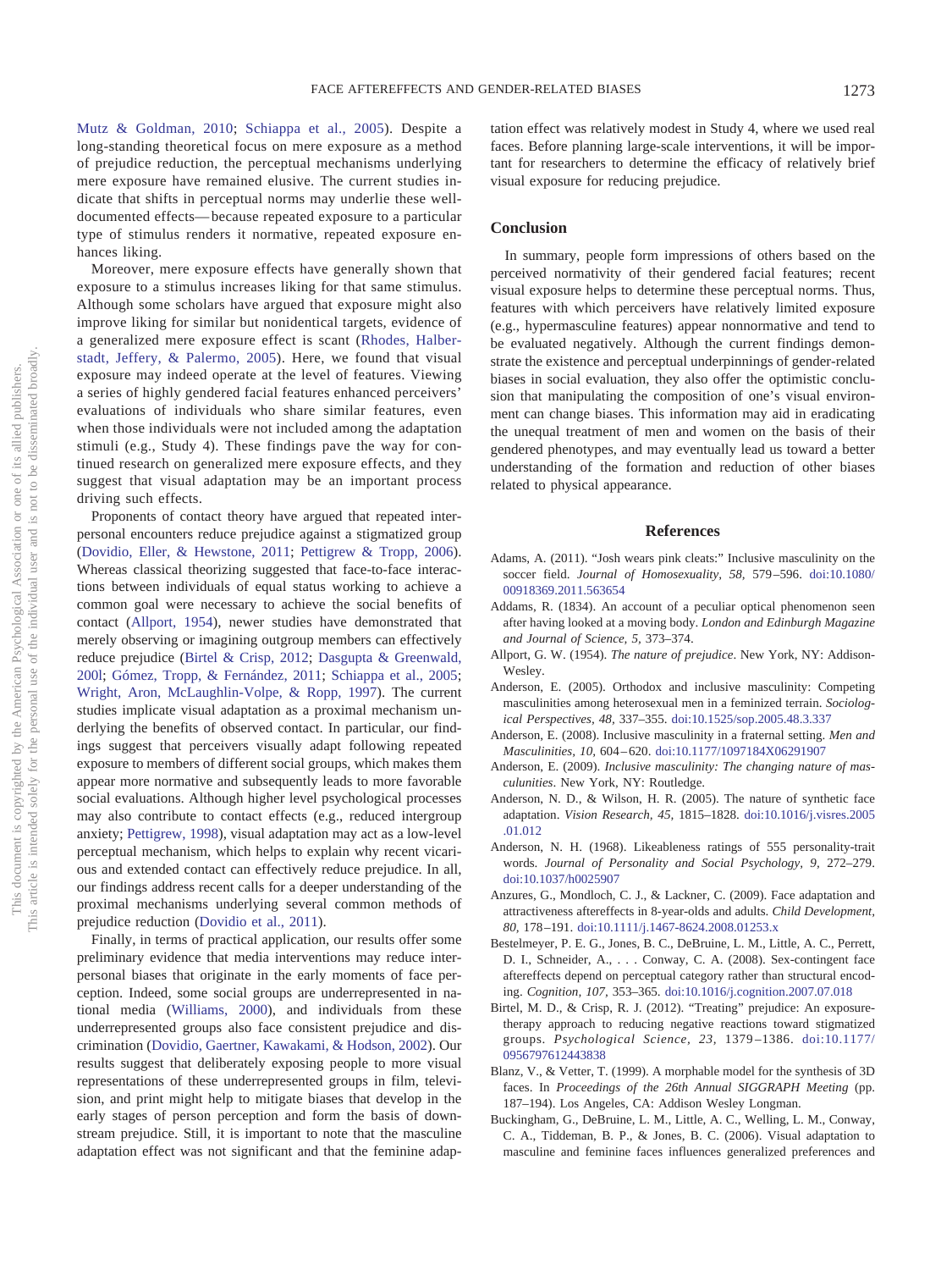Mutz & Goldman, 2010; Schiappa et al., 2005). Despite a long-standing theoretical focus on mere exposure as a method of prejudice reduction, the perceptual mechanisms underlying mere exposure have remained elusive. The current studies indicate that shifts in perceptual norms may underlie these well-documented effects—because repeated exposure to a particular type of stimulus renders it normative, repeated exposure enhances liking.

Moreover, mere exposure effects have generally shown that exposure to a stimulus increases liking for that same stimulus. Although some scholars have argued that exposure might also improve liking for similar but nonidentical targets, evidence of a generalized mere exposure effect is scant (Rhodes, Halberstadt, Jeffery, & Palermo, 2005). Here, we found that visual exposure may indeed operate at the level of features. Viewing a series of highly gendered facial features enhanced perceivers' evaluations of individuals who share similar features, even when those individuals were not included among the adaptation stimuli (e.g., Study 4). These findings pave the way for continued research on generalized mere exposure effects, and they suggest that visual adaptation may be an important process driving such effects.

Proponents of contact theory have argued that repeated interpersonal encounters reduce prejudice against a stigmatized group (Dovidio, Eller, & Hewstone, 2011; Pettigrew & Tropp, 2006). Whereas classical theorizing suggested that face-to-face interactions between individuals of equal status working to achieve a common goal were necessary to achieve the social benefits of contact (Allport, 1954), newer studies have demonstrated that merely observing or imagining outgroup members can effectively reduce prejudice (Birtel & Crisp, 2012; Dasgupta & Greenwald, 200l; Gómez, Tropp, & Fernández, 2011; Schiappa et al., 2005; Wright, Aron, McLaughlin-Volpe, & Ropp, 1997). The current studies implicate visual adaptation as a proximal mechanism underlying the benefits of observed contact. In particular, our findings suggest that perceivers visually adapt following repeated exposure to members of different social groups, which makes them appear more normative and subsequently leads to more favorable social evaluations. Although higher level psychological processes may also contribute to contact effects (e.g., reduced intergroup anxiety; Pettigrew, 1998), visual adaptation may act as a low-level perceptual mechanism, which helps to explain why recent vicarious and extended contact can effectively reduce prejudice. In all, our findings address recent calls for a deeper understanding of the proximal mechanisms underlying several common methods of prejudice reduction (Dovidio et al., 2011).

Finally, in terms of practical application, our results offer some preliminary evidence that media interventions may reduce interpersonal biases that originate in the early moments of face perception. Indeed, some social groups are underrepresented in national media (Williams, 2000), and individuals from these underrepresented groups also face consistent prejudice and discrimination (Dovidio, Gaertner, Kawakami, & Hodson, 2002). Our results suggest that deliberately exposing people to more visual representations of these underrepresented groups in film, television, and print might help to mitigate biases that develop in the early stages of person perception and form the basis of downstream prejudice. Still, it is important to note that the masculine adaptation effect was not significant and that the feminine adaptation effect was relatively modest in Study 4, where we used real faces. Before planning large-scale interventions, it will be important for researchers to determine the efficacy of relatively brief visual exposure for reducing prejudice.

## Conclusion

In summary, people form impressions of others based on the perceived normativity of their gendered facial features; recent visual exposure helps to determine these perceptual norms. Thus, features with which perceivers have relatively limited exposure (e.g., hypermasculine features) appear nonnormative and tend to be evaluated negatively. Although the current findings demonstrate the existence and perceptual underpinnings of gender-related biases in social evaluation, they also offer the optimistic conclusion that manipulating the composition of one's visual environment can change biases. This information may aid in eradicating the unequal treatment of men and women on the basis of their gendered phenotypes, and may eventually lead us toward a better understanding of the formation and reduction of other biases related to physical appearance.

## References

Adams, A. (2011). "Josh wears pink cleats:" Inclusive masculinity on the soccer field. *Journal of Homosexuality, 58,* 579–596. doi:10.1080/00918369.2011.563654

Addams, R. (1834). An account of a peculiar optical phenomenon seen after having looked at a moving body. *London and Edinburgh Magazine and Journal of Science, 5,* 373–374.

Allport, G. W. (1954). *The nature of prejudice*. New York, NY: Addison-Wesley.

Anderson, E. (2005). Orthodox and inclusive masculinity: Competing masculinities among heterosexual men in a feminized terrain. *Sociological Perspectives, 48,* 337–355. doi:10.1525/sop.2005.48.3.337

Anderson, E. (2008). Inclusive masculinity in a fraternal setting. *Men and Masculinities, 10,* 604–620. doi:10.1177/1097184X06291907

Anderson, E. (2009). *Inclusive masculinity: The changing nature of masculinities*. New York, NY: Routledge.

Anderson, N. D., & Wilson, H. R. (2005). The nature of synthetic face adaptation. *Vision Research, 45,* 1815–1828. doi:10.1016/j.visres.2005.01.012

Anderson, N. H. (1968). Likeableness ratings of 555 personality-trait words. *Journal of Personality and Social Psychology, 9,* 272–279. doi:10.1037/h0025907

Anzures, G., Mondloch, C. J., & Lackner, C. (2009). Face adaptation and attractiveness aftereffects in 8-year-olds and adults. *Child Development, 80,* 178–191. doi:10.1111/j.1467-8624.2008.01253.x

Bestelmeyer, P. E. G., Jones, B. C., DeBruine, L. M., Little, A. C., Perrett, D. I., Schneider, A., . . . Conway, C. A. (2008). Sex-contingent face aftereffects depend on perceptual category rather than structural encoding. *Cognition, 107,* 353–365. doi:10.1016/j.cognition.2007.07.018

Birtel, M. D., & Crisp, R. J. (2012). "Treating" prejudice: An exposure-therapy approach to reducing negative reactions toward stigmatized groups. *Psychological Science, 23,* 1379–1386. doi:10.1177/0956797612443838

Blanz, V., & Vetter, T. (1999). A morphable model for the synthesis of 3D faces. In *Proceedings of the 26th Annual SIGGRAPH Meeting* (pp. 187–194). Los Angeles, CA: Addison Wesley Longman.

Buckingham, G., DeBruine, L. M., Little, A. C., Welling, L. M., Conway, C. A., Tiddeman, B. P., & Jones, B. C. (2006). Visual adaptation to masculine and feminine faces influences generalized preferences and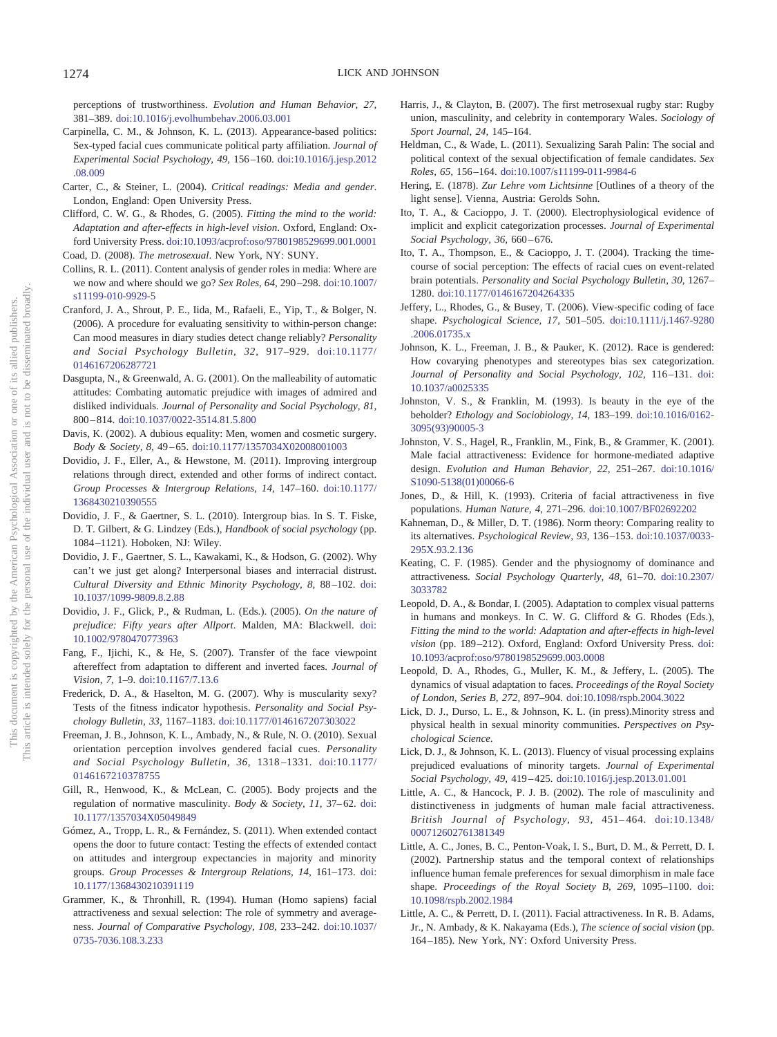perceptions of trustworthiness. *Evolution and Human Behavior, 27,* 381–389. doi:10.1016/j.evolhumbehav.2006.03.001

Carpinella, C. M., & Johnson, K. L. (2013). Appearance-based politics: Sex-typed facial cues communicate political party affiliation. *Journal of Experimental Social Psychology, 49,* 156–160. doi:10.1016/j.jesp.2012.08.009

Carter, C., & Steiner, L. (2004). *Critical readings: Media and gender*. London, England: Open University Press.

Clifford, C. W. G., & Rhodes, G. (2005). *Fitting the mind to the world: Adaptation and after-effects in high-level vision*. Oxford, England: Oxford University Press. doi:10.1093/acprof:oso/9780198529699.001.0001

Coad, D. (2008). *The metrosexual*. New York, NY: SUNY.

Collins, R. L. (2011). Content analysis of gender roles in media: Where are we now and where should we go? *Sex Roles, 64,* 290–298. doi:10.1007/s11199-010-9929-5

Cranford, J. A., Shrout, P. E., Iida, M., Rafaeli, E., Yip, T., & Bolger, N. (2006). A procedure for evaluating sensitivity to within-person change: Can mood measures in diary studies detect change reliably? *Personality and Social Psychology Bulletin, 32,* 917–929. doi:10.1177/0146167206287721

Dasgupta, N., & Greenwald, A. G. (2001). On the malleability of automatic attitudes: Combating automatic prejudice with images of admired and disliked individuals. *Journal of Personality and Social Psychology, 81,* 800–814. doi:10.1037/0022-3514.81.5.800

Davis, K. (2002). A dubious equality: Men, women and cosmetic surgery. *Body & Society, 8,* 49–65. doi:10.1177/1357034X02008001003

Dovidio, J. F., Eller, A., & Hewstone, M. (2011). Improving intergroup relations through direct, extended and other forms of indirect contact. *Group Processes & Intergroup Relations, 14,* 147–160. doi:10.1177/1368430210390555

Dovidio, J. F., & Gaertner, S. L. (2010). Intergroup bias. In S. T. Fiske, D. T. Gilbert, & G. Lindzey (Eds.), *Handbook of social psychology* (pp. 1084–1121). Hoboken, NJ: Wiley.

Dovidio, J. F., Gaertner, S. L., Kawakami, K., & Hodson, G. (2002). Why can't we just get along? Interpersonal biases and interracial distrust. *Cultural Diversity and Ethnic Minority Psychology, 8,* 88–102. doi:10.1037/1099-9809.8.2.88

Dovidio, J. F., Glick, P., & Rudman, L. (Eds.). (2005). *On the nature of prejudice: Fifty years after Allport*. Malden, MA: Blackwell. doi:10.1002/9780470773963

Fang, F., Ijichi, K., & He, S. (2007). Transfer of the face viewpoint aftereffect from adaptation to different and inverted faces. *Journal of Vision, 7,* 1–9. doi:10.1167/7.13.6

Frederick, D. A., & Haselton, M. G. (2007). Why is muscularity sexy? Tests of the fitness indicator hypothesis. *Personality and Social Psychology Bulletin, 33,* 1167–1183. doi:10.1177/0146167207303022

Freeman, J. B., Johnson, K. L., Ambady, N., & Rule, N. O. (2010). Sexual orientation perception involves gendered facial cues. *Personality and Social Psychology Bulletin, 36,* 1318–1331. doi:10.1177/0146167210378755

Gill, R., Henwood, K., & McLean, C. (2005). Body projects and the regulation of normative masculinity. *Body & Society, 11,* 37–62. doi:10.1177/1357034X05049849

Gómez, A., Tropp, L. R., & Fernández, S. (2011). When extended contact opens the door to future contact: Testing the effects of extended contact on attitudes and intergroup expectancies in majority and minority groups. *Group Processes & Intergroup Relations, 14,* 161–173. doi:10.1177/1368430210391119

Grammer, K., & Thronhill, R. (1994). Human (Homo sapiens) facial attractiveness and sexual selection: The role of symmetry and averageness. *Journal of Comparative Psychology, 108,* 233–242. doi:10.1037/0735-7036.108.3.233

Harris, J., & Clayton, B. (2007). The first metrosexual rugby star: Rugby union, masculinity, and celebrity in contemporary Wales. *Sociology of Sport Journal, 24,* 145–164.

Heldman, C., & Wade, L. (2011). Sexualizing Sarah Palin: The social and political context of the sexual objectification of female candidates. *Sex Roles, 65,* 156–164. doi:10.1007/s11199-011-9984-6

Hering, E. (1878). *Zur Lehre vom Lichtsinne* [Outlines of a theory of the light sense]. Vienna, Austria: Gerolds Sohn.

Ito, T. A., & Cacioppo, J. T. (2000). Electrophysiological evidence of implicit and explicit categorization processes. *Journal of Experimental Social Psychology, 36,* 660–676.

Ito, T. A., Thompson, E., & Cacioppo, J. T. (2004). Tracking the time-course of social perception: The effects of racial cues on event-related brain potentials. *Personality and Social Psychology Bulletin, 30,* 1267–1280. doi:10.1177/0146167204264335

Jeffery, L., Rhodes, G., & Busey, T. (2006). View-specific coding of face shape. *Psychological Science, 17,* 501–505. doi:10.1111/j.1467-9280.2006.01735.x

Johnson, K. L., Freeman, J. B., & Pauker, K. (2012). Race is gendered: How covarying phenotypes and stereotypes bias sex categorization. *Journal of Personality and Social Psychology, 102,* 116–131. doi:10.1037/a0025335

Johnston, V. S., & Franklin, M. (1993). Is beauty in the eye of the beholder? *Ethology and Sociobiology, 14,* 183–199. doi:10.1016/0162-3095(93)90005-3

Johnston, V. S., Hagel, R., Franklin, M., Fink, B., & Grammer, K. (2001). Male facial attractiveness: Evidence for hormone-mediated adaptive design. *Evolution and Human Behavior, 22,* 251–267. doi:10.1016/S1090-5138(01)00066-6

Jones, D., & Hill, K. (1993). Criteria of facial attractiveness in five populations. *Human Nature, 4,* 271–296. doi:10.1007/BF02692202

Kahneman, D., & Miller, D. T. (1986). Norm theory: Comparing reality to its alternatives. *Psychological Review, 93,* 136–153. doi:10.1037/0033-295X.93.2.136

Keating, C. F. (1985). Gender and the physiognomy of dominance and attractiveness. *Social Psychology Quarterly, 48,* 61–70. doi:10.2307/3033782

Leopold, D. A., & Bondar, I. (2005). Adaptation to complex visual patterns in humans and monkeys. In C. W. G. Clifford & G. Rhodes (Eds.), *Fitting the mind to the world: Adaptation and after-effects in high-level vision* (pp. 189–212). Oxford, England: Oxford University Press. doi:10.1093/acprof:oso/9780198529699.003.0008

Leopold, D. A., Rhodes, G., Muller, K. M., & Jeffery, L. (2005). The dynamics of visual adaptation to faces. *Proceedings of the Royal Society of London, Series B, 272,* 897–904. doi:10.1098/rspb.2004.3022

Lick, D. J., Durso, L. E., & Johnson, K. L. (in press).Minority stress and physical health in sexual minority communities. *Perspectives on Psychological Science.*

Lick, D. J., & Johnson, K. L. (2013). Fluency of visual processing explains prejudiced evaluations of minority targets. *Journal of Experimental Social Psychology, 49,* 419–425. doi:10.1016/j.jesp.2013.01.001

Little, A. C., & Hancock, P. J. B. (2002). The role of masculinity and distinctiveness in judgments of human male facial attractiveness. *British Journal of Psychology, 93,* 451–464. doi:10.1348/000712602761381349

Little, A. C., Jones, B. C., Penton-Voak, I. S., Burt, D. M., & Perrett, D. I. (2002). Partnership status and the temporal context of relationships influence human female preferences for sexual dimorphism in male face shape. *Proceedings of the Royal Society B, 269,* 1095–1100. doi:10.1098/rspb.2002.1984

Little, A. C., & Perrett, D. I. (2011). Facial attractiveness. In R. B. Adams, Jr., N. Ambady, & K. Nakayama (Eds.), *The science of social vision* (pp. 164–185). New York, NY: Oxford University Press.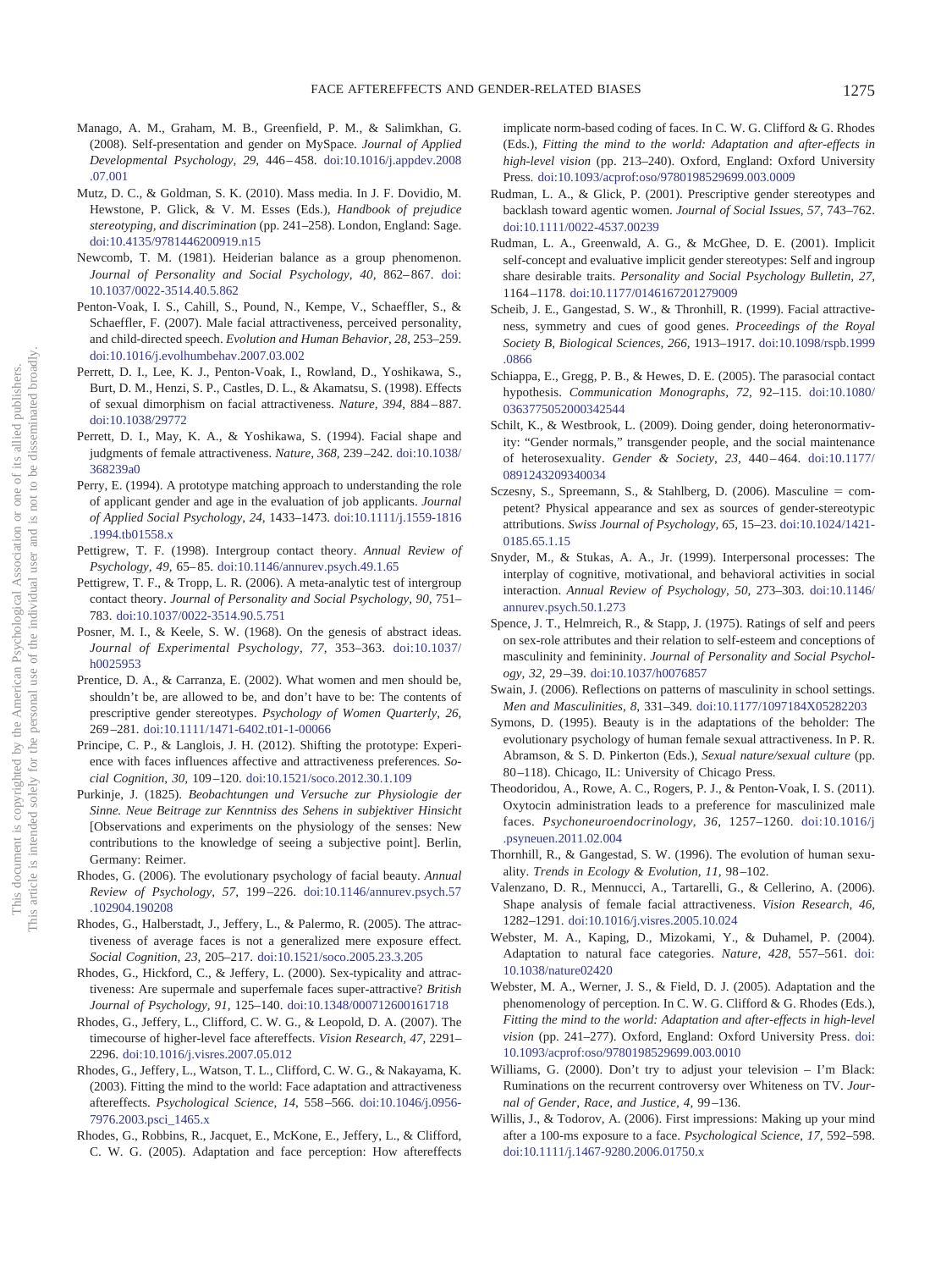Manago, A. M., Graham, M. B., Greenfield, P. M., & Salimkhan, G. (2008). Self-presentation and gender on MySpace. *Journal of Applied Developmental Psychology, 29,* 446–458. doi:10.1016/j.appdev.2008.07.001

Mutz, D. C., & Goldman, S. K. (2010). Mass media. In J. F. Dovidio, M. Hewstone, P. Glick, & V. M. Esses (Eds.), *Handbook of prejudice stereotyping, and discrimination* (pp. 241–258). London, England: Sage. doi:10.4135/9781446200919.n15

Newcomb, T. M. (1981). Heiderian balance as a group phenomenon. *Journal of Personality and Social Psychology, 40,* 862–867. doi:10.1037/0022-3514.40.5.862

Penton-Voak, I. S., Cahill, S., Pound, N., Kempe, V., Schaeffler, S., & Schaeffler, F. (2007). Male facial attractiveness, perceived personality, and child-directed speech. *Evolution and Human Behavior, 28,* 253–259. doi:10.1016/j.evolhumbehav.2007.03.002

Perrett, D. I., Lee, K. J., Penton-Voak, I., Rowland, D., Yoshikawa, S., Burt, D. M., Henzi, S. P., Castles, D. L., & Akamatsu, S. (1998). Effects of sexual dimorphism on facial attractiveness. *Nature, 394,* 884–887. doi:10.1038/29772

Perrett, D. I., May, K. A., & Yoshikawa, S. (1994). Facial shape and judgments of female attractiveness. *Nature, 368,* 239–242. doi:10.1038/368239a0

Perry, E. (1994). A prototype matching approach to understanding the role of applicant gender and age in the evaluation of job applicants. *Journal of Applied Social Psychology, 24,* 1433–1473. doi:10.1111/j.1559-1816.1994.tb01558.x

Pettigrew, T. F. (1998). Intergroup contact theory. *Annual Review of Psychology, 49,* 65–85. doi:10.1146/annurev.psych.49.1.65

Pettigrew, T. F., & Tropp, L. R. (2006). A meta-analytic test of intergroup contact theory. *Journal of Personality and Social Psychology, 90,* 751–783. doi:10.1037/0022-3514.90.5.751

Posner, M. I., & Keele, S. W. (1968). On the genesis of abstract ideas. *Journal of Experimental Psychology, 77,* 353–363. doi:10.1037/h0025953

Prentice, D. A., & Carranza, E. (2002). What women and men should be, shouldn't be, are allowed to be, and don't have to be: The contents of prescriptive gender stereotypes. *Psychology of Women Quarterly, 26,* 269–281. doi:10.1111/1471-6402.t01-1-00066

Principe, C. P., & Langlois, J. H. (2012). Shifting the prototype: Experience with faces influences affective and attractiveness preferences. *Social Cognition, 30,* 109–120. doi:10.1521/soco.2012.30.1.109

Purkinje, J. (1825). *Beobachtungen und Versuche zur Physiologie der Sinne. Neue Beitrage zur Kenntniss des Sehens in subjektiver Hinsicht* [Observations and experiments on the physiology of the senses: New contributions to the knowledge of seeing a subjective point]. Berlin, Germany: Reimer.

Rhodes, G. (2006). The evolutionary psychology of facial beauty. *Annual Review of Psychology, 57,* 199–226. doi:10.1146/annurev.psych.57.102904.190208

Rhodes, G., Halberstadt, J., Jeffery, L., & Palermo, R. (2005). The attractiveness of average faces is not a generalized mere exposure effect. *Social Cognition, 23,* 205–217. doi:10.1521/soco.2005.23.3.205

Rhodes, G., Hickford, C., & Jeffery, L. (2000). Sex-typicality and attractiveness: Are supermale and superfemale faces super-attractive? *British Journal of Psychology, 91,* 125–140. doi:10.1348/000712600161718

Rhodes, G., Jeffery, L., Clifford, C. W. G., & Leopold, D. A. (2007). The timecourse of higher-level face aftereffects. *Vision Research, 47,* 2291–2296. doi:10.1016/j.visres.2007.05.012

Rhodes, G., Jeffery, L., Watson, T. L., Clifford, C. W. G., & Nakayama, K. (2003). Fitting the mind to the world: Face adaptation and attractiveness aftereffects. *Psychological Science, 14,* 558–566. doi:10.1046/j.0956-7976.2003.psci_1465.x

Rhodes, G., Robbins, R., Jacquet, E., McKone, E., Jeffery, L., & Clifford, C. W. G. (2005). Adaptation and face perception: How aftereffects implicate norm-based coding of faces. In C. W. G. Clifford & G. Rhodes (Eds.), *Fitting the mind to the world: Adaptation and after-effects in high-level vision* (pp. 213–240). Oxford, England: Oxford University Press. doi:10.1093/acprof:oso/9780198529699.003.0009

Rudman, L. A., & Glick, P. (2001). Prescriptive gender stereotypes and backlash toward agentic women. *Journal of Social Issues, 57,* 743–762. doi:10.1111/0022-4537.00239

Rudman, L. A., Greenwald, A. G., & McGhee, D. E. (2001). Implicit self-concept and evaluative implicit gender stereotypes: Self and ingroup share desirable traits. *Personality and Social Psychology Bulletin, 27,* 1164–1178. doi:10.1177/0146167201279009

Scheib, J. E., Gangestad, S. W., & Thronhill, R. (1999). Facial attractiveness, symmetry and cues of good genes. *Proceedings of the Royal Society B, Biological Sciences, 266,* 1913–1917. doi:10.1098/rspb.1999.0866

Schiappa, E., Gregg, P. B., & Hewes, D. E. (2005). The parasocial contact hypothesis. *Communication Monographs, 72,* 92–115. doi:10.1080/0363775052000342544

Schilt, K., & Westbrook, L. (2009). Doing gender, doing heteronormativity: "Gender normals," transgender people, and the social maintenance of heterosexuality. *Gender & Society, 23,* 440–464. doi:10.1177/0891243209340034

Sczesny, S., Spreemann, S., & Stahlberg, D. (2006). Masculine = competent? Physical appearance and sex as sources of gender-stereotypic attributions. *Swiss Journal of Psychology, 65,* 15–23. doi:10.1024/1421-0185.65.1.15

Snyder, M., & Stukas, A. A., Jr. (1999). Interpersonal processes: The interplay of cognitive, motivational, and behavioral activities in social interaction. *Annual Review of Psychology, 50,* 273–303. doi:10.1146/annurev.psych.50.1.273

Spence, J. T., Helmreich, R., & Stapp, J. (1975). Ratings of self and peers on sex-role attributes and their relation to self-esteem and conceptions of masculinity and femininity. *Journal of Personality and Social Psychology, 32,* 29–39. doi:10.1037/h0076857

Swain, J. (2006). Reflections on patterns of masculinity in school settings. *Men and Masculinities, 8,* 331–349. doi:10.1177/1097184X05282203

Symons, D. (1995). Beauty is in the adaptations of the beholder: The evolutionary psychology of human female sexual attractiveness. In P. R. Abramson, & S. D. Pinkerton (Eds.), *Sexual nature/sexual culture* (pp. 80–118). Chicago, IL: University of Chicago Press.

Theodoridou, A., Rowe, A. C., Rogers, P. J., & Penton-Voak, I. S. (2011). Oxytocin administration leads to a preference for masculinized male faces. *Psychoneuroendocrinology, 36,* 1257–1260. doi:10.1016/j.psyneuen.2011.02.004

Thornhill, R., & Gangestad, S. W. (1996). The evolution of human sexuality. *Trends in Ecology & Evolution, 11,* 98–102.

Valenzano, D. R., Mennucci, A., Tartarelli, G., & Cellerino, A. (2006). Shape analysis of female facial attractiveness. *Vision Research, 46,* 1282–1291. doi:10.1016/j.visres.2005.10.024

Webster, M. A., Kaping, D., Mizokami, Y., & Duhamel, P. (2004). Adaptation to natural face categories. *Nature, 428,* 557–561. doi:10.1038/nature02420

Webster, M. A., Werner, J. S., & Field, D. J. (2005). Adaptation and the phenomenology of perception. In C. W. G. Clifford & G. Rhodes (Eds.), *Fitting the mind to the world: Adaptation and after-effects in high-level vision* (pp. 241–277). Oxford, England: Oxford University Press. doi:10.1093/acprof:oso/9780198529699.003.0010

Williams, G. (2000). Don't try to adjust your television – I'm Black: Ruminations on the recurrent controversy over Whiteness on TV. *Journal of Gender, Race, and Justice, 4,* 99–136.

Willis, J., & Todorov, A. (2006). First impressions: Making up your mind after a 100-ms exposure to a face. *Psychological Science, 17,* 592–598. doi:10.1111/j.1467-9280.2006.01750.x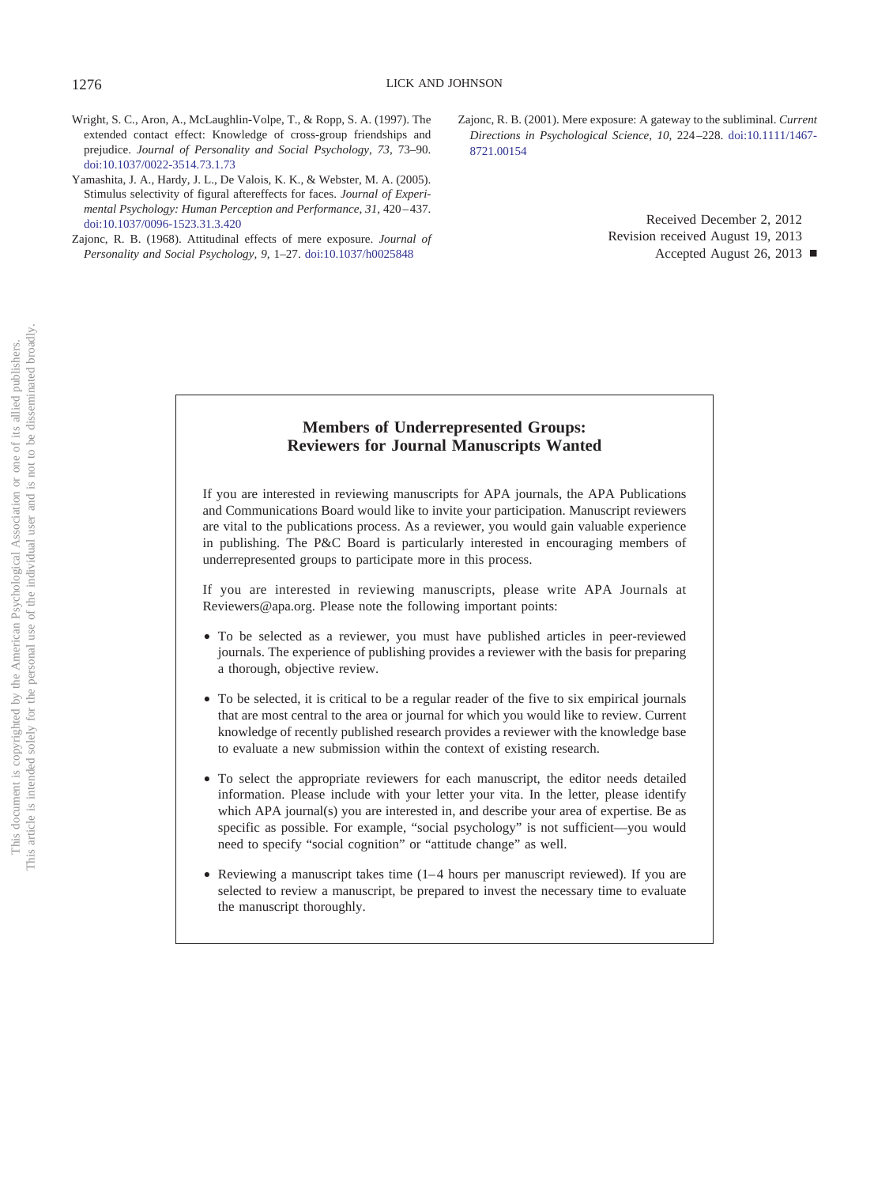Wright, S. C., Aron, A., McLaughlin-Volpe, T., & Ropp, S. A. (1997). The extended contact effect: Knowledge of cross-group friendships and prejudice. *Journal of Personality and Social Psychology, 73,* 73–90. doi:10.1037/0022-3514.73.1.73

Yamashita, J. A., Hardy, J. L., De Valois, K. K., & Webster, M. A. (2005). Stimulus selectivity of figural aftereffects for faces. *Journal of Experimental Psychology: Human Perception and Performance, 31,* 420–437. doi:10.1037/0096-1523.31.3.420

Zajonc, R. B. (1968). Attitudinal effects of mere exposure. *Journal of Personality and Social Psychology, 9,* 1–27. doi:10.1037/h0025848

Zajonc, R. B. (2001). Mere exposure: A gateway to the subliminal. *Current Directions in Psychological Science, 10,* 224–228. doi:10.1111/1467-8721.00154

Received December 2, 2012
Revision received August 19, 2013
Accepted August 26, 2013 ■

## Members of Underrepresented Groups: Reviewers for Journal Manuscripts Wanted

If you are interested in reviewing manuscripts for APA journals, the APA Publications and Communications Board would like to invite your participation. Manuscript reviewers are vital to the publications process. As a reviewer, you would gain valuable experience in publishing. The P&C Board is particularly interested in encouraging members of underrepresented groups to participate more in this process.

If you are interested in reviewing manuscripts, please write APA Journals at Reviewers@apa.org. Please note the following important points:

- To be selected as a reviewer, you must have published articles in peer-reviewed journals. The experience of publishing provides a reviewer with the basis for preparing a thorough, objective review.
- To be selected, it is critical to be a regular reader of the five to six empirical journals that are most central to the area or journal for which you would like to review. Current knowledge of recently published research provides a reviewer with the knowledge base to evaluate a new submission within the context of existing research.
- To select the appropriate reviewers for each manuscript, the editor needs detailed information. Please include with your letter your vita. In the letter, please identify which APA journal(s) you are interested in, and describe your area of expertise. Be as specific as possible. For example, "social psychology" is not sufficient—you would need to specify "social cognition" or "attitude change" as well.
- Reviewing a manuscript takes time (1–4 hours per manuscript reviewed). If you are selected to review a manuscript, be prepared to invest the necessary time to evaluate the manuscript thoroughly.